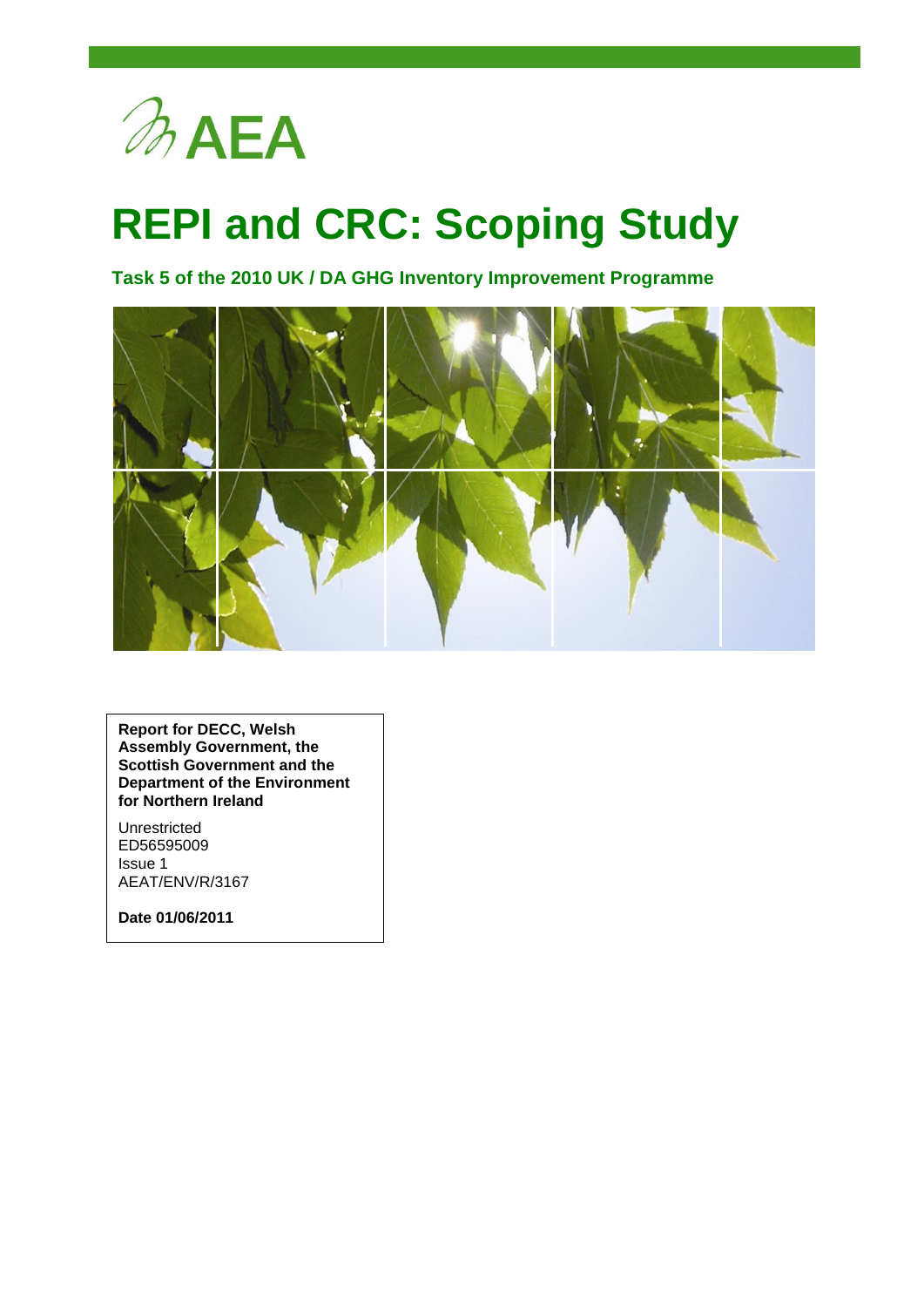AEA

# REPI and CRC: Scoping Study

**Task 5 of the 2010 UK / DA GHG Inventory Improvement Programme**

**Report for DECC, Welsh Assembly Government, the Scottish Government and the Department of the Environment for Northern Ireland**

Unrestricted
ED56595009
Issue 1
AEAT/ENV/R/3167

**Date 01/06/2011**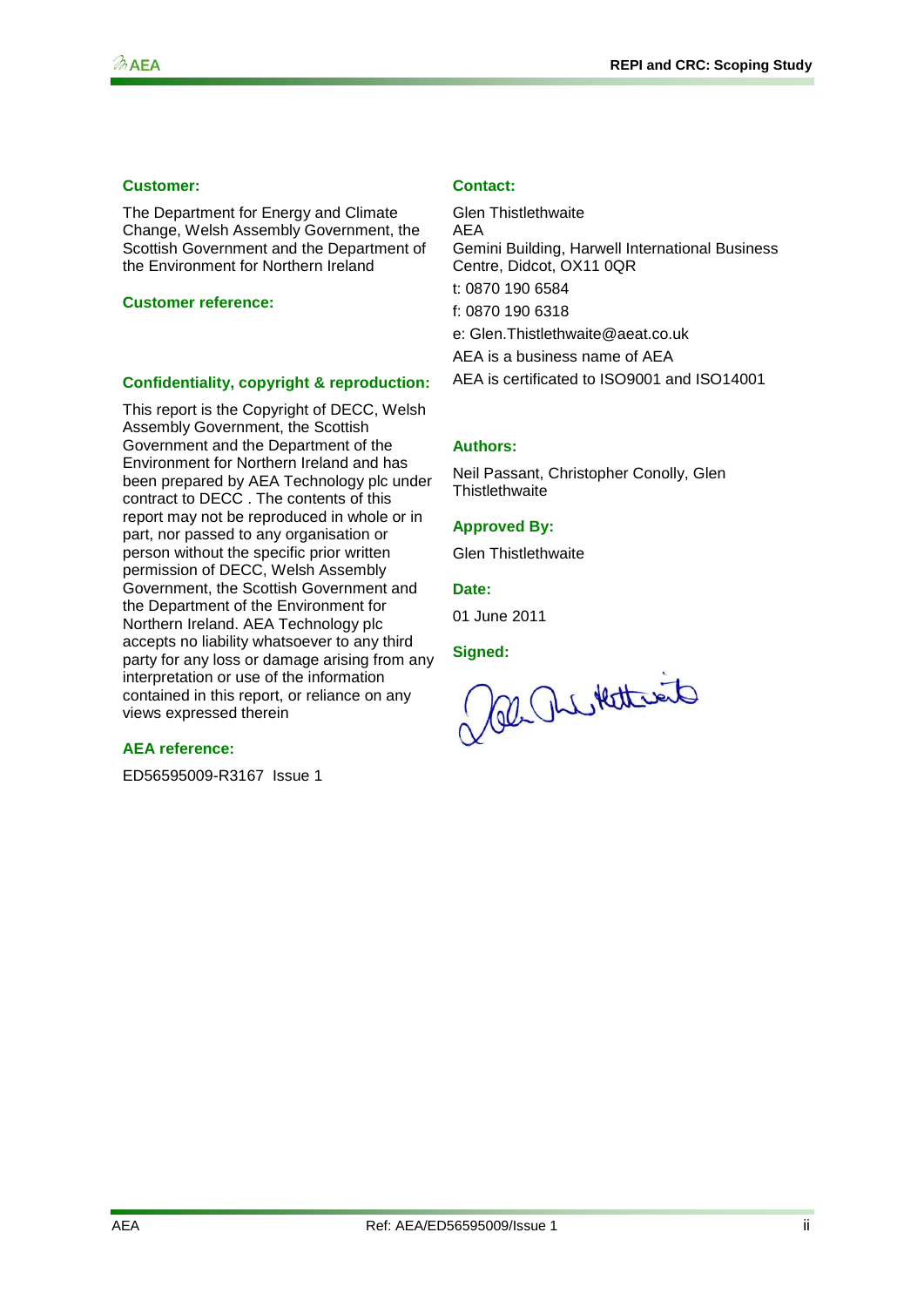**Customer:**

The Department for Energy and Climate Change, Welsh Assembly Government, the Scottish Government and the Department of the Environment for Northern Ireland

**Customer reference:**

**Confidentiality, copyright & reproduction:**

This report is the Copyright of DECC, Welsh Assembly Government, the Scottish Government and the Department of the Environment for Northern Ireland and has been prepared by AEA Technology plc under contract to DECC . The contents of this report may not be reproduced in whole or in part, nor passed to any organisation or person without the specific prior written permission of DECC, Welsh Assembly Government, the Scottish Government and the Department of the Environment for Northern Ireland. AEA Technology plc accepts no liability whatsoever to any third party for any loss or damage arising from any interpretation or use of the information contained in this report, or reliance on any views expressed therein

**AEA reference:**

ED56595009-R3167 Issue 1

**Contact:**

Glen Thistlethwaite
AEA
Gemini Building, Harwell International Business Centre, Didcot, OX11 0QR

t: 0870 190 6584

f: 0870 190 6318

e: Glen.Thistlethwaite@aeat.co.uk

AEA is a business name of AEA

AEA is certificated to ISO9001 and ISO14001

**Authors:**

Neil Passant, Christopher Conolly, Glen Thistlethwaite

**Approved By:**

Glen Thistlethwaite

**Date:**

01 June 2011

**Signed:**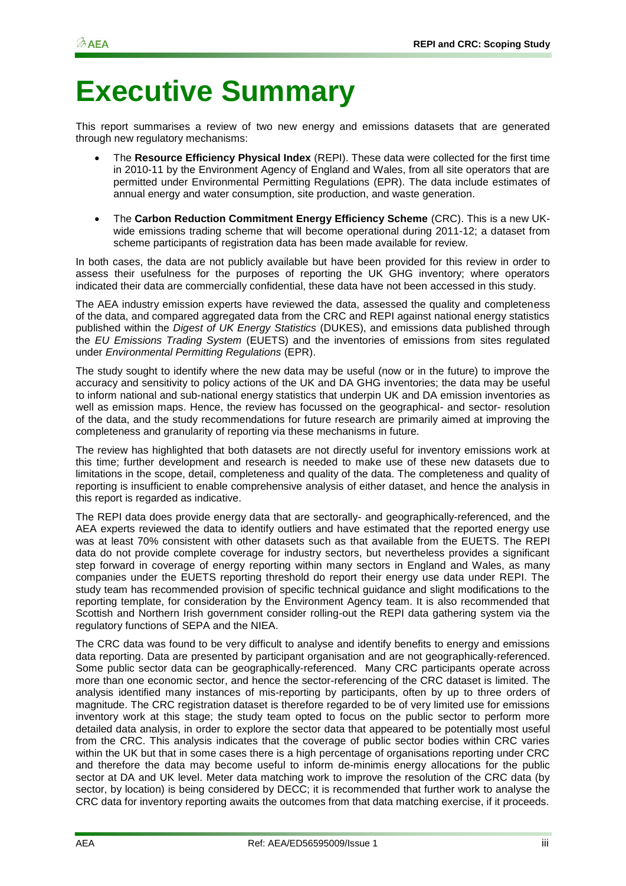# Executive Summary

This report summarises a review of two new energy and emissions datasets that are generated through new regulatory mechanisms:

- The **Resource Efficiency Physical Index** (REPI). These data were collected for the first time in 2010-11 by the Environment Agency of England and Wales, from all site operators that are permitted under Environmental Permitting Regulations (EPR). The data include estimates of annual energy and water consumption, site production, and waste generation.
- The **Carbon Reduction Commitment Energy Efficiency Scheme** (CRC). This is a new UK-wide emissions trading scheme that will become operational during 2011-12; a dataset from scheme participants of registration data has been made available for review.

In both cases, the data are not publicly available but have been provided for this review in order to assess their usefulness for the purposes of reporting the UK GHG inventory; where operators indicated their data are commercially confidential, these data have not been accessed in this study.

The AEA industry emission experts have reviewed the data, assessed the quality and completeness of the data, and compared aggregated data from the CRC and REPI against national energy statistics published within the *Digest of UK Energy Statistics* (DUKES), and emissions data published through the *EU Emissions Trading System* (EUETS) and the inventories of emissions from sites regulated under *Environmental Permitting Regulations* (EPR).

The study sought to identify where the new data may be useful (now or in the future) to improve the accuracy and sensitivity to policy actions of the UK and DA GHG inventories; the data may be useful to inform national and sub-national energy statistics that underpin UK and DA emission inventories as well as emission maps. Hence, the review has focussed on the geographical- and sector- resolution of the data, and the study recommendations for future research are primarily aimed at improving the completeness and granularity of reporting via these mechanisms in future.

The review has highlighted that both datasets are not directly useful for inventory emissions work at this time; further development and research is needed to make use of these new datasets due to limitations in the scope, detail, completeness and quality of the data. The completeness and quality of reporting is insufficient to enable comprehensive analysis of either dataset, and hence the analysis in this report is regarded as indicative.

The REPI data does provide energy data that are sectorally- and geographically-referenced, and the AEA experts reviewed the data to identify outliers and have estimated that the reported energy use was at least 70% consistent with other datasets such as that available from the EUETS. The REPI data do not provide complete coverage for industry sectors, but nevertheless provides a significant step forward in coverage of energy reporting within many sectors in England and Wales, as many companies under the EUETS reporting threshold do report their energy use data under REPI. The study team has recommended provision of specific technical guidance and slight modifications to the reporting template, for consideration by the Environment Agency team. It is also recommended that Scottish and Northern Irish government consider rolling-out the REPI data gathering system via the regulatory functions of SEPA and the NIEA.

The CRC data was found to be very difficult to analyse and identify benefits to energy and emissions data reporting. Data are presented by participant organisation and are not geographically-referenced. Some public sector data can be geographically-referenced. Many CRC participants operate across more than one economic sector, and hence the sector-referencing of the CRC dataset is limited. The analysis identified many instances of mis-reporting by participants, often by up to three orders of magnitude. The CRC registration dataset is therefore regarded to be of very limited use for emissions inventory work at this stage; the study team opted to focus on the public sector to perform more detailed data analysis, in order to explore the sector data that appeared to be potentially most useful from the CRC. This analysis indicates that the coverage of public sector bodies within CRC varies within the UK but that in some cases there is a high percentage of organisations reporting under CRC and therefore the data may become useful to inform de-minimis energy allocations for the public sector at DA and UK level. Meter data matching work to improve the resolution of the CRC data (by sector, by location) is being considered by DECC; it is recommended that further work to analyse the CRC data for inventory reporting awaits the outcomes from that data matching exercise, if it proceeds.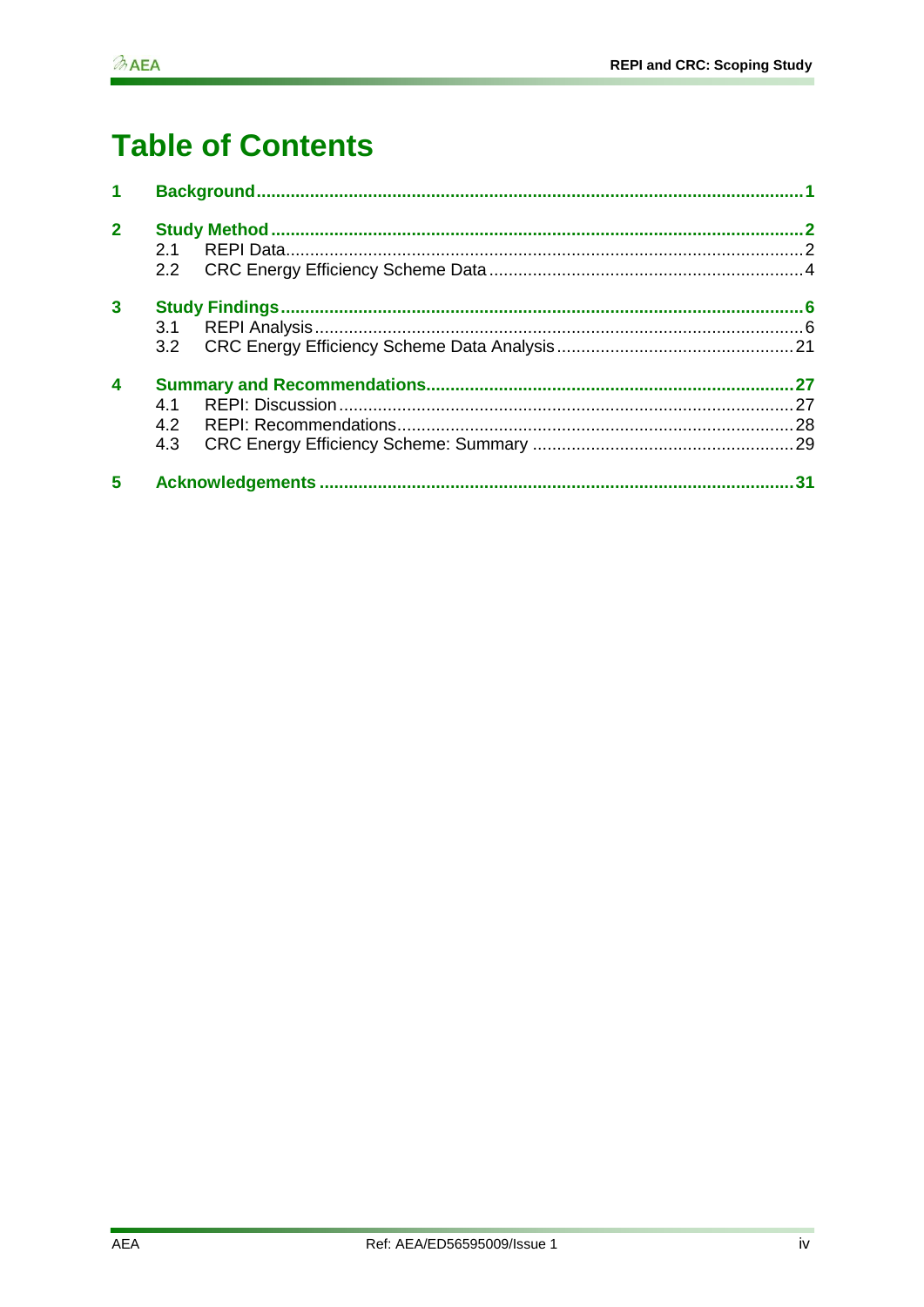# Table of Contents

**1 Background** ........................................................................................................ **1**

**2 Study Method** ...................................................................................................... **2**
- 2.1 REPI Data ........................................................................................................ 2
- 2.2 CRC Energy Efficiency Scheme Data ............................................................... 4

**3 Study Findings** .................................................................................................... **6**
- 3.1 REPI Analysis ................................................................................................... 6
- 3.2 CRC Energy Efficiency Scheme Data Analysis ................................................ 21

**4 Summary and Recommendations** ...................................................................... **27**
- 4.1 REPI: Discussion ............................................................................................ 27
- 4.2 REPI: Recommendations ................................................................................ 28
- 4.3 CRC Energy Efficiency Scheme: Summary ..................................................... 29

**5 Acknowledgements** ............................................................................................ **31**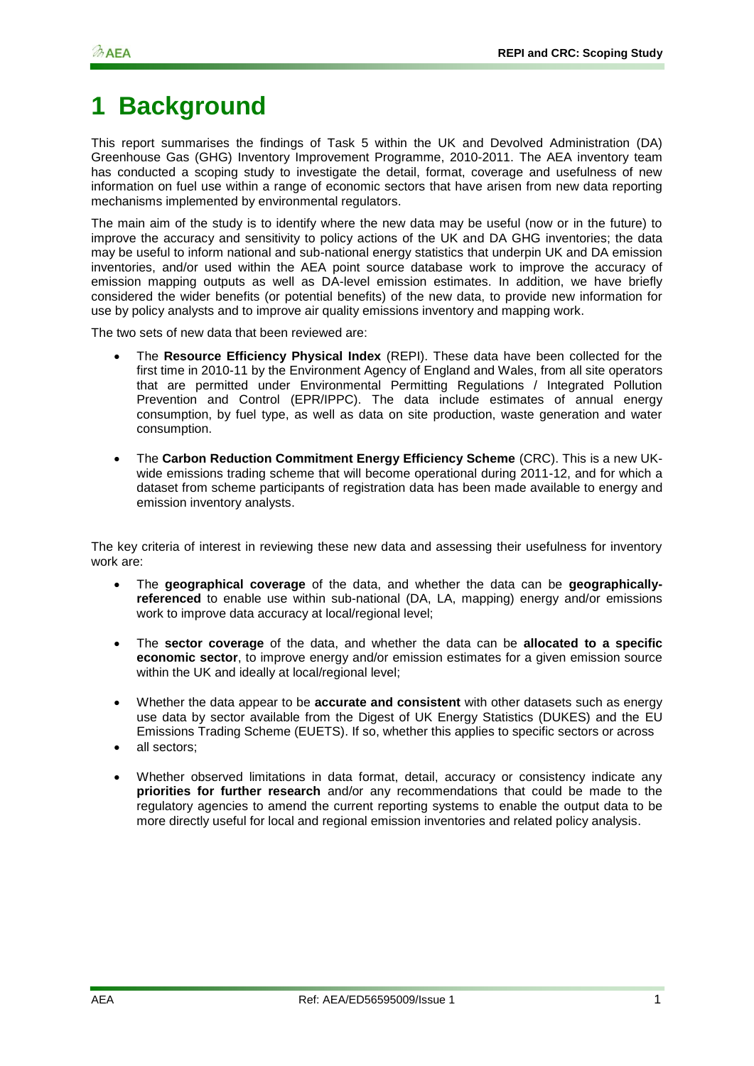# 1 Background

This report summarises the findings of Task 5 within the UK and Devolved Administration (DA) Greenhouse Gas (GHG) Inventory Improvement Programme, 2010-2011. The AEA inventory team has conducted a scoping study to investigate the detail, format, coverage and usefulness of new information on fuel use within a range of economic sectors that have arisen from new data reporting mechanisms implemented by environmental regulators.

The main aim of the study is to identify where the new data may be useful (now or in the future) to improve the accuracy and sensitivity to policy actions of the UK and DA GHG inventories; the data may be useful to inform national and sub-national energy statistics that underpin UK and DA emission inventories, and/or used within the AEA point source database work to improve the accuracy of emission mapping outputs as well as DA-level emission estimates. In addition, we have briefly considered the wider benefits (or potential benefits) of the new data, to provide new information for use by policy analysts and to improve air quality emissions inventory and mapping work.

The two sets of new data that been reviewed are:

- The **Resource Efficiency Physical Index** (REPI). These data have been collected for the first time in 2010-11 by the Environment Agency of England and Wales, from all site operators that are permitted under Environmental Permitting Regulations / Integrated Pollution Prevention and Control (EPR/IPPC). The data include estimates of annual energy consumption, by fuel type, as well as data on site production, waste generation and water consumption.

- The **Carbon Reduction Commitment Energy Efficiency Scheme** (CRC). This is a new UK-wide emissions trading scheme that will become operational during 2011-12, and for which a dataset from scheme participants of registration data has been made available to energy and emission inventory analysts.

The key criteria of interest in reviewing these new data and assessing their usefulness for inventory work are:

- The **geographical coverage** of the data, and whether the data can be **geographically-referenced** to enable use within sub-national (DA, LA, mapping) energy and/or emissions work to improve data accuracy at local/regional level;

- The **sector coverage** of the data, and whether the data can be **allocated to a specific economic sector**, to improve energy and/or emission estimates for a given emission source within the UK and ideally at local/regional level;

- Whether the data appear to be **accurate and consistent** with other datasets such as energy use data by sector available from the Digest of UK Energy Statistics (DUKES) and the EU Emissions Trading Scheme (EUETS). If so, whether this applies to specific sectors or across
- all sectors;

- Whether observed limitations in data format, detail, accuracy or consistency indicate any **priorities for further research** and/or any recommendations that could be made to the regulatory agencies to amend the current reporting systems to enable the output data to be more directly useful for local and regional emission inventories and related policy analysis.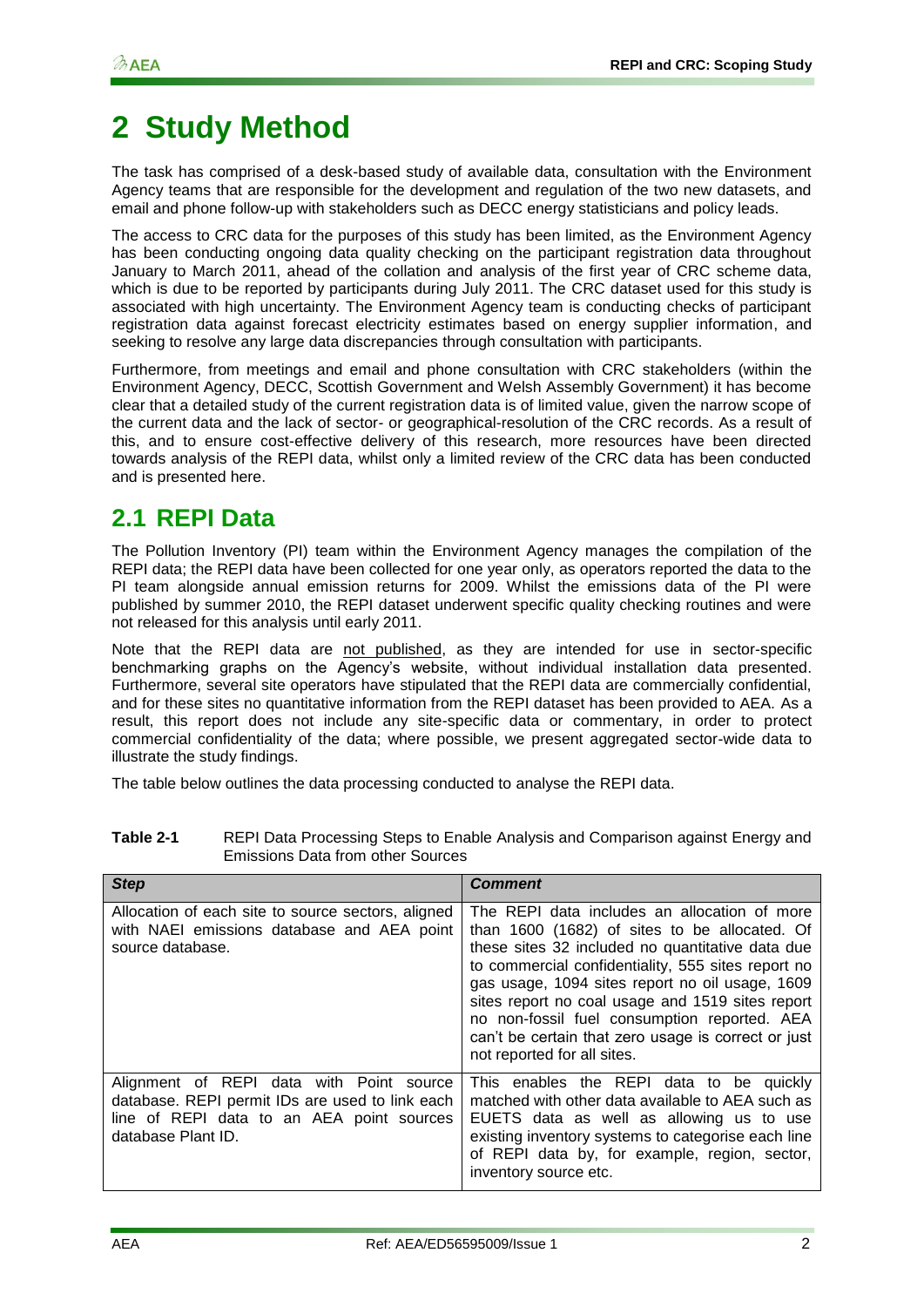# 2 Study Method

The task has comprised of a desk-based study of available data, consultation with the Environment Agency teams that are responsible for the development and regulation of the two new datasets, and email and phone follow-up with stakeholders such as DECC energy statisticians and policy leads.

The access to CRC data for the purposes of this study has been limited, as the Environment Agency has been conducting ongoing data quality checking on the participant registration data throughout January to March 2011, ahead of the collation and analysis of the first year of CRC scheme data, which is due to be reported by participants during July 2011. The CRC dataset used for this study is associated with high uncertainty. The Environment Agency team is conducting checks of participant registration data against forecast electricity estimates based on energy supplier information, and seeking to resolve any large data discrepancies through consultation with participants.

Furthermore, from meetings and email and phone consultation with CRC stakeholders (within the Environment Agency, DECC, Scottish Government and Welsh Assembly Government) it has become clear that a detailed study of the current registration data is of limited value, given the narrow scope of the current data and the lack of sector- or geographical-resolution of the CRC records. As a result of this, and to ensure cost-effective delivery of this research, more resources have been directed towards analysis of the REPI data, whilst only a limited review of the CRC data has been conducted and is presented here.

## 2.1 REPI Data

The Pollution Inventory (PI) team within the Environment Agency manages the compilation of the REPI data; the REPI data have been collected for one year only, as operators reported the data to the PI team alongside annual emission returns for 2009. Whilst the emissions data of the PI were published by summer 2010, the REPI dataset underwent specific quality checking routines and were not released for this analysis until early 2011.

Note that the REPI data are not published, as they are intended for use in sector-specific benchmarking graphs on the Agency's website, without individual installation data presented. Furthermore, several site operators have stipulated that the REPI data are commercially confidential, and for these sites no quantitative information from the REPI dataset has been provided to AEA. As a result, this report does not include any site-specific data or commentary, in order to protect commercial confidentiality of the data; where possible, we present aggregated sector-wide data to illustrate the study findings.

The table below outlines the data processing conducted to analyse the REPI data.

**Table 2-1** REPI Data Processing Steps to Enable Analysis and Comparison against Energy and Emissions Data from other Sources

| *Step* | *Comment* |
|---|---|
| Allocation of each site to source sectors, aligned with NAEI emissions database and AEA point source database. | The REPI data includes an allocation of more than 1600 (1682) of sites to be allocated. Of these sites 32 included no quantitative data due to commercial confidentiality, 555 sites report no gas usage, 1094 sites report no oil usage, 1609 sites report no coal usage and 1519 sites report no non-fossil fuel consumption reported. AEA can't be certain that zero usage is correct or just not reported for all sites. |
| Alignment of REPI data with Point source database. REPI permit IDs are used to link each line of REPI data to an AEA point sources database Plant ID. | This enables the REPI data to be quickly matched with other data available to AEA such as EUETS data as well as allowing us to use existing inventory systems to categorise each line of REPI data by, for example, region, sector, inventory source etc. |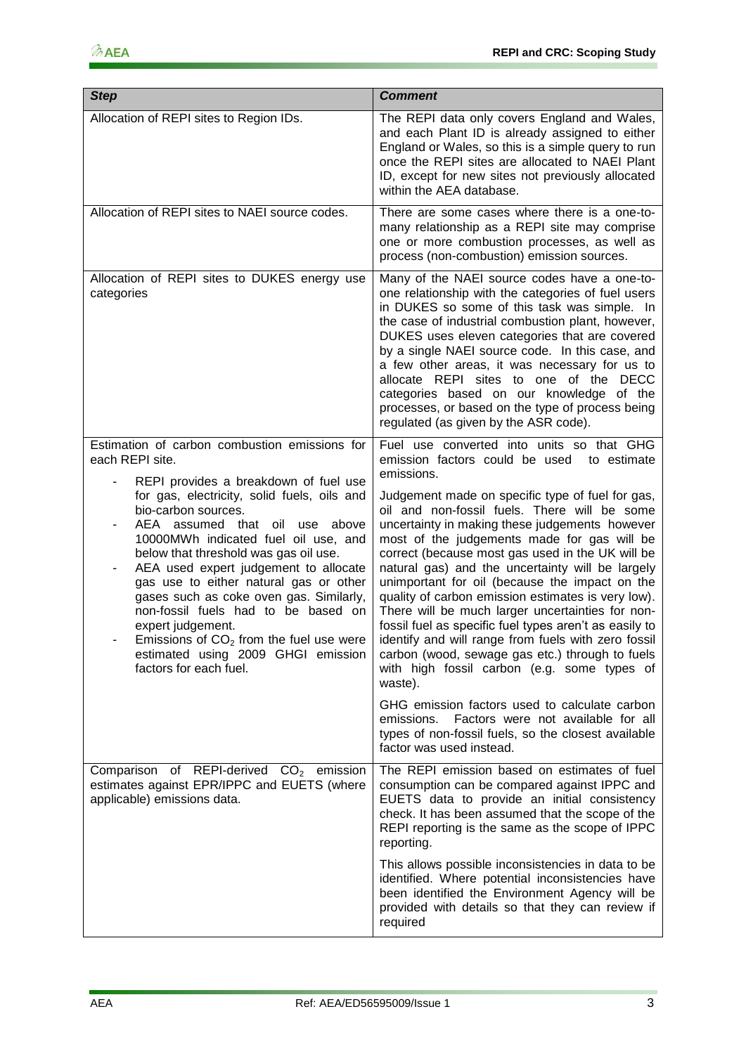| *Step* | *Comment* |
|---|---|
| Allocation of REPI sites to Region IDs. | The REPI data only covers England and Wales, and each Plant ID is already assigned to either England or Wales, so this is a simple query to run once the REPI sites are allocated to NAEI Plant ID, except for new sites not previously allocated within the AEA database. |
| Allocation of REPI sites to NAEI source codes. | There are some cases where there is a one-to-many relationship as a REPI site may comprise one or more combustion processes, as well as process (non-combustion) emission sources. |
| Allocation of REPI sites to DUKES energy use categories | Many of the NAEI source codes have a one-to-one relationship with the categories of fuel users in DUKES so some of this task was simple. In the case of industrial combustion plant, however, DUKES uses eleven categories that are covered by a single NAEI source code. In this case, and a few other areas, it was necessary for us to allocate REPI sites to one of the DECC categories based on our knowledge of the processes, or based on the type of process being regulated (as given by the ASR code). |
| Estimation of carbon combustion emissions for each REPI site.<br>- REPI provides a breakdown of fuel use for gas, electricity, solid fuels, oils and bio-carbon sources.<br>- AEA assumed that oil use above 10000MWh indicated fuel oil use, and below that threshold was gas oil use.<br>- AEA used expert judgement to allocate gas use to either natural gas or other gases such as coke oven gas. Similarly, non-fossil fuels had to be based on expert judgement.<br>- Emissions of $CO_2$ from the fuel use were estimated using 2009 GHGI emission factors for each fuel. | Fuel use converted into units so that GHG emission factors could be used to estimate emissions.<br><br>Judgement made on specific type of fuel for gas, oil and non-fossil fuels. There will be some uncertainty in making these judgements however most of the judgements made for gas will be correct (because most gas used in the UK will be natural gas) and the uncertainty will be largely unimportant for oil (because the impact on the quality of carbon emission estimates is very low). There will be much larger uncertainties for non-fossil fuel as specific fuel types aren't as easily to identify and will range from fuels with zero fossil carbon (wood, sewage gas etc.) through to fuels with high fossil carbon (e.g. some types of waste).<br><br>GHG emission factors used to calculate carbon emissions. Factors were not available for all types of non-fossil fuels, so the closest available factor was used instead. |
| Comparison of REPI-derived $CO_2$ emission estimates against EPR/IPPC and EUETS (where applicable) emissions data. | The REPI emission based on estimates of fuel consumption can be compared against IPPC and EUETS data to provide an initial consistency check. It has been assumed that the scope of the REPI reporting is the same as the scope of IPPC reporting.<br><br>This allows possible inconsistencies in data to be identified. Where potential inconsistencies have been identified the Environment Agency will be provided with details so that they can review if required |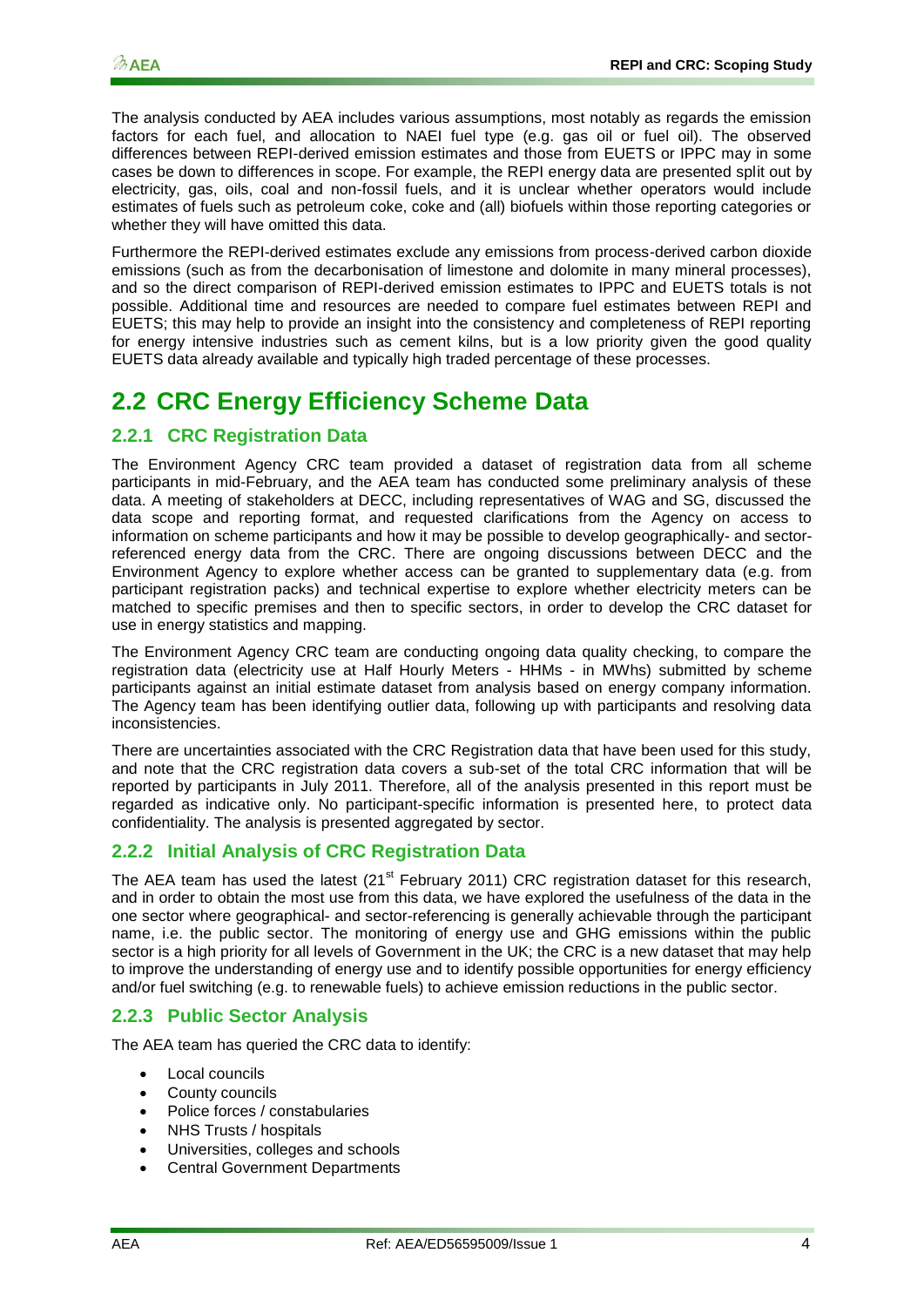The analysis conducted by AEA includes various assumptions, most notably as regards the emission factors for each fuel, and allocation to NAEI fuel type (e.g. gas oil or fuel oil). The observed differences between REPI-derived emission estimates and those from EUETS or IPPC may in some cases be down to differences in scope. For example, the REPI energy data are presented split out by electricity, gas, oils, coal and non-fossil fuels, and it is unclear whether operators would include estimates of fuels such as petroleum coke, coke and (all) biofuels within those reporting categories or whether they will have omitted this data.

Furthermore the REPI-derived estimates exclude any emissions from process-derived carbon dioxide emissions (such as from the decarbonisation of limestone and dolomite in many mineral processes), and so the direct comparison of REPI-derived emission estimates to IPPC and EUETS totals is not possible. Additional time and resources are needed to compare fuel estimates between REPI and EUETS; this may help to provide an insight into the consistency and completeness of REPI reporting for energy intensive industries such as cement kilns, but is a low priority given the good quality EUETS data already available and typically high traded percentage of these processes.

## 2.2 CRC Energy Efficiency Scheme Data

### 2.2.1 CRC Registration Data

The Environment Agency CRC team provided a dataset of registration data from all scheme participants in mid-February, and the AEA team has conducted some preliminary analysis of these data. A meeting of stakeholders at DECC, including representatives of WAG and SG, discussed the data scope and reporting format, and requested clarifications from the Agency on access to information on scheme participants and how it may be possible to develop geographically- and sector-referenced energy data from the CRC. There are ongoing discussions between DECC and the Environment Agency to explore whether access can be granted to supplementary data (e.g. from participant registration packs) and technical expertise to explore whether electricity meters can be matched to specific premises and then to specific sectors, in order to develop the CRC dataset for use in energy statistics and mapping.

The Environment Agency CRC team are conducting ongoing data quality checking, to compare the registration data (electricity use at Half Hourly Meters - HHMs - in MWhs) submitted by scheme participants against an initial estimate dataset from analysis based on energy company information. The Agency team has been identifying outlier data, following up with participants and resolving data inconsistencies.

There are uncertainties associated with the CRC Registration data that have been used for this study, and note that the CRC registration data covers a sub-set of the total CRC information that will be reported by participants in July 2011. Therefore, all of the analysis presented in this report must be regarded as indicative only. No participant-specific information is presented here, to protect data confidentiality. The analysis is presented aggregated by sector.

### 2.2.2 Initial Analysis of CRC Registration Data

The AEA team has used the latest (21st February 2011) CRC registration dataset for this research, and in order to obtain the most use from this data, we have explored the usefulness of the data in the one sector where geographical- and sector-referencing is generally achievable through the participant name, i.e. the public sector. The monitoring of energy use and GHG emissions within the public sector is a high priority for all levels of Government in the UK; the CRC is a new dataset that may help to improve the understanding of energy use and to identify possible opportunities for energy efficiency and/or fuel switching (e.g. to renewable fuels) to achieve emission reductions in the public sector.

### 2.2.3 Public Sector Analysis

The AEA team has queried the CRC data to identify:

- Local councils
- County councils
- Police forces / constabularies
- NHS Trusts / hospitals
- Universities, colleges and schools
- Central Government Departments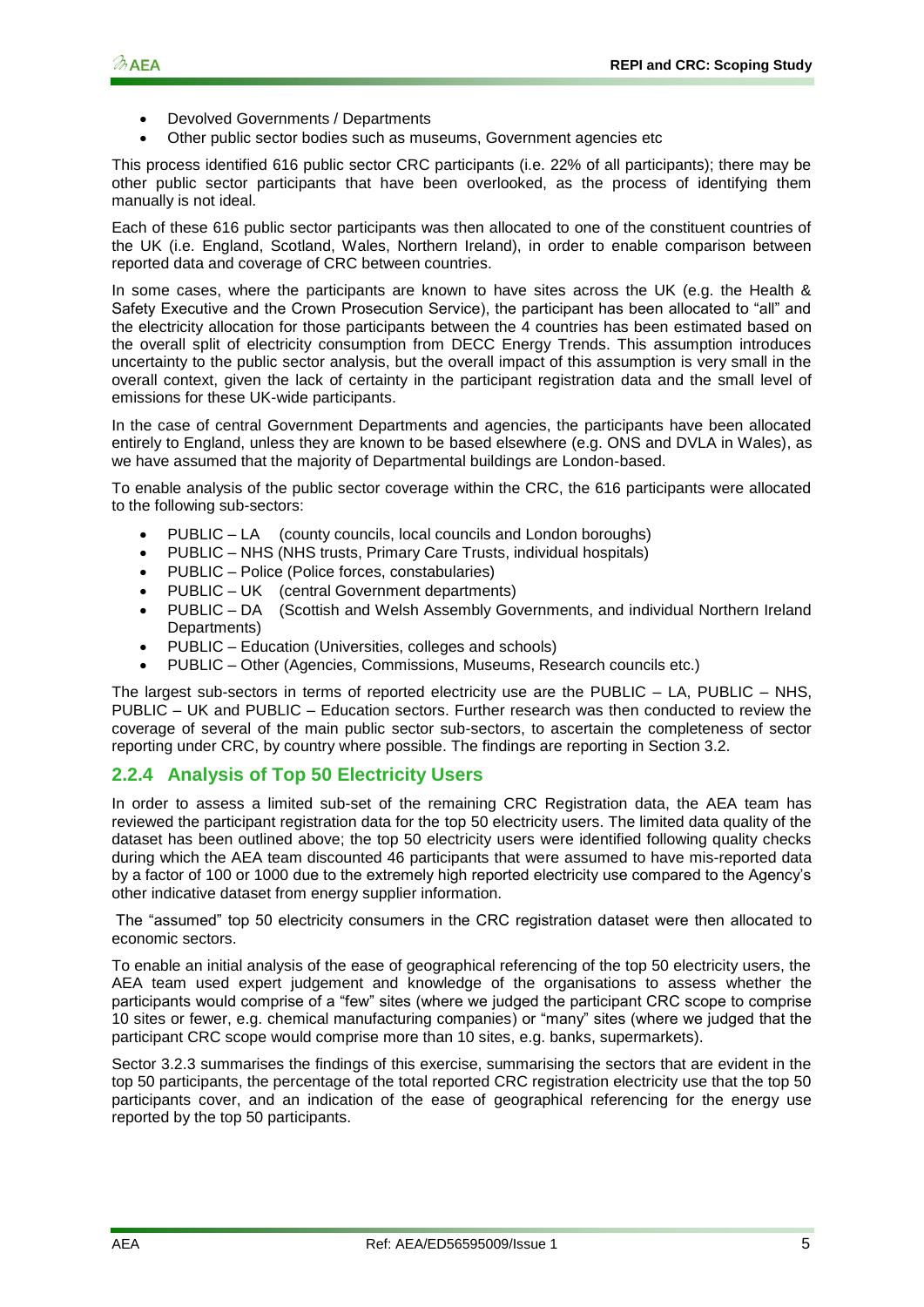- Devolved Governments / Departments
- Other public sector bodies such as museums, Government agencies etc

This process identified 616 public sector CRC participants (i.e. 22% of all participants); there may be other public sector participants that have been overlooked, as the process of identifying them manually is not ideal.

Each of these 616 public sector participants was then allocated to one of the constituent countries of the UK (i.e. England, Scotland, Wales, Northern Ireland), in order to enable comparison between reported data and coverage of CRC between countries.

In some cases, where the participants are known to have sites across the UK (e.g. the Health & Safety Executive and the Crown Prosecution Service), the participant has been allocated to "all" and the electricity allocation for those participants between the 4 countries has been estimated based on the overall split of electricity consumption from DECC Energy Trends. This assumption introduces uncertainty to the public sector analysis, but the overall impact of this assumption is very small in the overall context, given the lack of certainty in the participant registration data and the small level of emissions for these UK-wide participants.

In the case of central Government Departments and agencies, the participants have been allocated entirely to England, unless they are known to be based elsewhere (e.g. ONS and DVLA in Wales), as we have assumed that the majority of Departmental buildings are London-based.

To enable analysis of the public sector coverage within the CRC, the 616 participants were allocated to the following sub-sectors:

- PUBLIC – LA (county councils, local councils and London boroughs)
- PUBLIC – NHS (NHS trusts, Primary Care Trusts, individual hospitals)
- PUBLIC – Police (Police forces, constabularies)
- PUBLIC – UK (central Government departments)
- PUBLIC – DA (Scottish and Welsh Assembly Governments, and individual Northern Ireland Departments)
- PUBLIC – Education (Universities, colleges and schools)
- PUBLIC – Other (Agencies, Commissions, Museums, Research councils etc.)

The largest sub-sectors in terms of reported electricity use are the PUBLIC – LA, PUBLIC – NHS, PUBLIC – UK and PUBLIC – Education sectors. Further research was then conducted to review the coverage of several of the main public sector sub-sectors, to ascertain the completeness of sector reporting under CRC, by country where possible. The findings are reporting in Section 3.2.

### 2.2.4 Analysis of Top 50 Electricity Users

In order to assess a limited sub-set of the remaining CRC Registration data, the AEA team has reviewed the participant registration data for the top 50 electricity users. The limited data quality of the dataset has been outlined above; the top 50 electricity users were identified following quality checks during which the AEA team discounted 46 participants that were assumed to have mis-reported data by a factor of 100 or 1000 due to the extremely high reported electricity use compared to the Agency's other indicative dataset from energy supplier information.

The "assumed" top 50 electricity consumers in the CRC registration dataset were then allocated to economic sectors.

To enable an initial analysis of the ease of geographical referencing of the top 50 electricity users, the AEA team used expert judgement and knowledge of the organisations to assess whether the participants would comprise of a "few" sites (where we judged the participant CRC scope to comprise 10 sites or fewer, e.g. chemical manufacturing companies) or "many" sites (where we judged that the participant CRC scope would comprise more than 10 sites, e.g. banks, supermarkets).

Sector 3.2.3 summarises the findings of this exercise, summarising the sectors that are evident in the top 50 participants, the percentage of the total reported CRC registration electricity use that the top 50 participants cover, and an indication of the ease of geographical referencing for the energy use reported by the top 50 participants.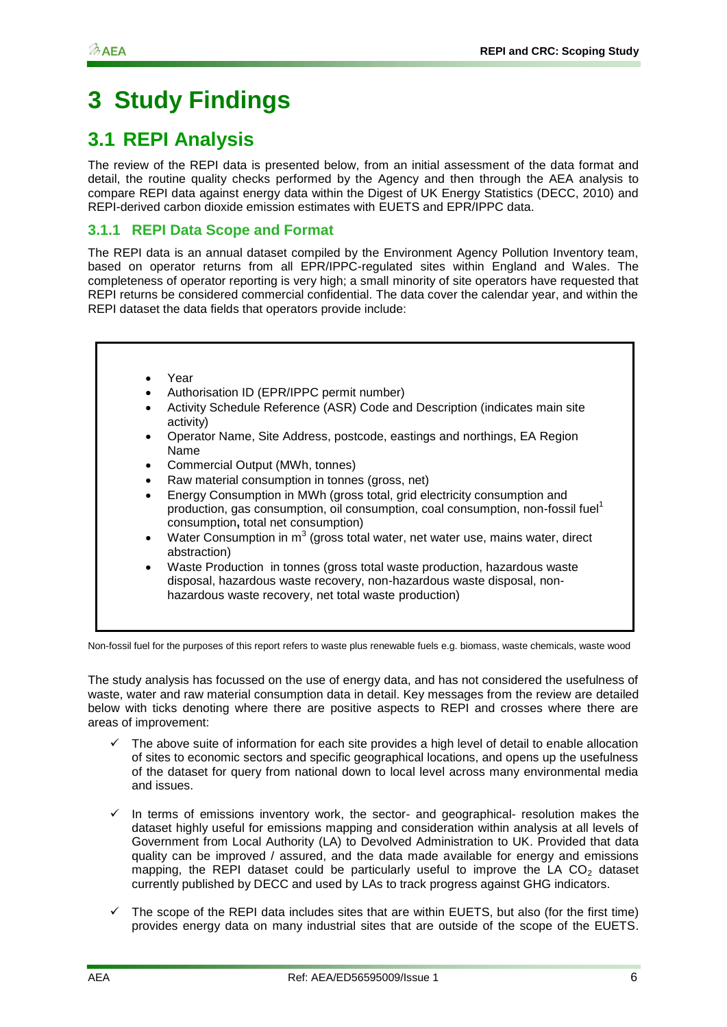# 3 Study Findings

## 3.1 REPI Analysis

The review of the REPI data is presented below, from an initial assessment of the data format and detail, the routine quality checks performed by the Agency and then through the AEA analysis to compare REPI data against energy data within the Digest of UK Energy Statistics (DECC, 2010) and REPI-derived carbon dioxide emission estimates with EUETS and EPR/IPPC data.

### 3.1.1 REPI Data Scope and Format

The REPI data is an annual dataset compiled by the Environment Agency Pollution Inventory team, based on operator returns from all EPR/IPPC-regulated sites within England and Wales. The completeness of operator reporting is very high; a small minority of site operators have requested that REPI returns be considered commercial confidential. The data cover the calendar year, and within the REPI dataset the data fields that operators provide include:

- Year
- Authorisation ID (EPR/IPPC permit number)
- Activity Schedule Reference (ASR) Code and Description (indicates main site activity)
- Operator Name, Site Address, postcode, eastings and northings, EA Region Name
- Commercial Output (MWh, tonnes)
- Raw material consumption in tonnes (gross, net)
- Energy Consumption in MWh (gross total, grid electricity consumption and production, gas consumption, oil consumption, coal consumption, non-fossil fuel[1] consumption**,** total net consumption)
- Water Consumption in $m^3$ (gross total water, net water use, mains water, direct abstraction)
- Waste Production in tonnes (gross total waste production, hazardous waste disposal, hazardous waste recovery, non-hazardous waste disposal, non-hazardous waste recovery, net total waste production)

Non-fossil fuel for the purposes of this report refers to waste plus renewable fuels e.g. biomass, waste chemicals, waste wood

The study analysis has focussed on the use of energy data, and has not considered the usefulness of waste, water and raw material consumption data in detail. Key messages from the review are detailed below with ticks denoting where there are positive aspects to REPI and crosses where there are areas of improvement:

- ✓ The above suite of information for each site provides a high level of detail to enable allocation of sites to economic sectors and specific geographical locations, and opens up the usefulness of the dataset for query from national down to local level across many environmental media and issues.

- ✓ In terms of emissions inventory work, the sector- and geographical- resolution makes the dataset highly useful for emissions mapping and consideration within analysis at all levels of Government from Local Authority (LA) to Devolved Administration to UK. Provided that data quality can be improved / assured, and the data made available for energy and emissions mapping, the REPI dataset could be particularly useful to improve the LA $CO_2$ dataset currently published by DECC and used by LAs to track progress against GHG indicators.

- ✓ The scope of the REPI data includes sites that are within EUETS, but also (for the first time) provides energy data on many industrial sites that are outside of the scope of the EUETS.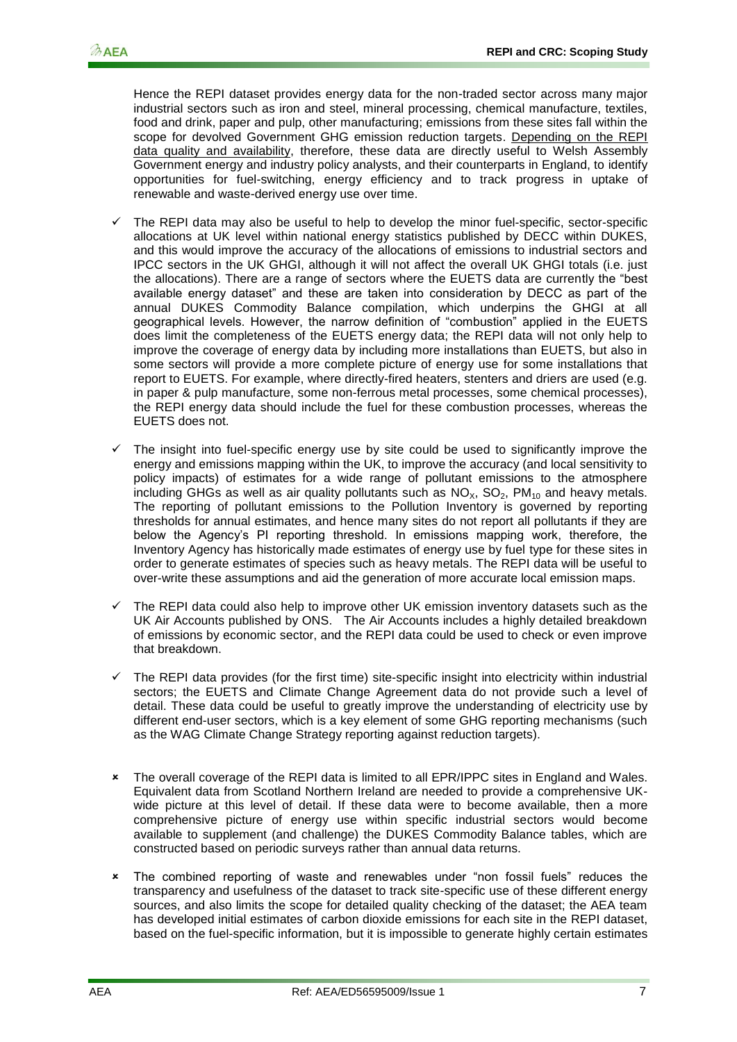Hence the REPI dataset provides energy data for the non-traded sector across many major industrial sectors such as iron and steel, mineral processing, chemical manufacture, textiles, food and drink, paper and pulp, other manufacturing; emissions from these sites fall within the scope for devolved Government GHG emission reduction targets. Depending on the REPI data quality and availability, therefore, these data are directly useful to Welsh Assembly Government energy and industry policy analysts, and their counterparts in England, to identify opportunities for fuel-switching, energy efficiency and to track progress in uptake of renewable and waste-derived energy use over time.

- ✓ The REPI data may also be useful to help to develop the minor fuel-specific, sector-specific allocations at UK level within national energy statistics published by DECC within DUKES, and this would improve the accuracy of the allocations of emissions to industrial sectors and IPCC sectors in the UK GHGI, although it will not affect the overall UK GHGI totals (i.e. just the allocations). There are a range of sectors where the EUETS data are currently the "best available energy dataset" and these are taken into consideration by DECC as part of the annual DUKES Commodity Balance compilation, which underpins the GHGI at all geographical levels. However, the narrow definition of "combustion" applied in the EUETS does limit the completeness of the EUETS energy data; the REPI data will not only help to improve the coverage of energy data by including more installations than EUETS, but also in some sectors will provide a more complete picture of energy use for some installations that report to EUETS. For example, where directly-fired heaters, stenters and driers are used (e.g. in paper & pulp manufacture, some non-ferrous metal processes, some chemical processes), the REPI energy data should include the fuel for these combustion processes, whereas the EUETS does not.

- ✓ The insight into fuel-specific energy use by site could be used to significantly improve the energy and emissions mapping within the UK, to improve the accuracy (and local sensitivity to policy impacts) of estimates for a wide range of pollutant emissions to the atmosphere including GHGs as well as air quality pollutants such as $NO_X$, $SO_2$, $PM_{10}$ and heavy metals. The reporting of pollutant emissions to the Pollution Inventory is governed by reporting thresholds for annual estimates, and hence many sites do not report all pollutants if they are below the Agency's PI reporting threshold. In emissions mapping work, therefore, the Inventory Agency has historically made estimates of energy use by fuel type for these sites in order to generate estimates of species such as heavy metals. The REPI data will be useful to over-write these assumptions and aid the generation of more accurate local emission maps.

- ✓ The REPI data could also help to improve other UK emission inventory datasets such as the UK Air Accounts published by ONS. The Air Accounts includes a highly detailed breakdown of emissions by economic sector, and the REPI data could be used to check or even improve that breakdown.

- ✓ The REPI data provides (for the first time) site-specific insight into electricity within industrial sectors; the EUETS and Climate Change Agreement data do not provide such a level of detail. These data could be useful to greatly improve the understanding of electricity use by different end-user sectors, which is a key element of some GHG reporting mechanisms (such as the WAG Climate Change Strategy reporting against reduction targets).

- ✗ The overall coverage of the REPI data is limited to all EPR/IPPC sites in England and Wales. Equivalent data from Scotland Northern Ireland are needed to provide a comprehensive UK-wide picture at this level of detail. If these data were to become available, then a more comprehensive picture of energy use within specific industrial sectors would become available to supplement (and challenge) the DUKES Commodity Balance tables, which are constructed based on periodic surveys rather than annual data returns.

- ✗ The combined reporting of waste and renewables under "non fossil fuels" reduces the transparency and usefulness of the dataset to track site-specific use of these different energy sources, and also limits the scope for detailed quality checking of the dataset; the AEA team has developed initial estimates of carbon dioxide emissions for each site in the REPI dataset, based on the fuel-specific information, but it is impossible to generate highly certain estimates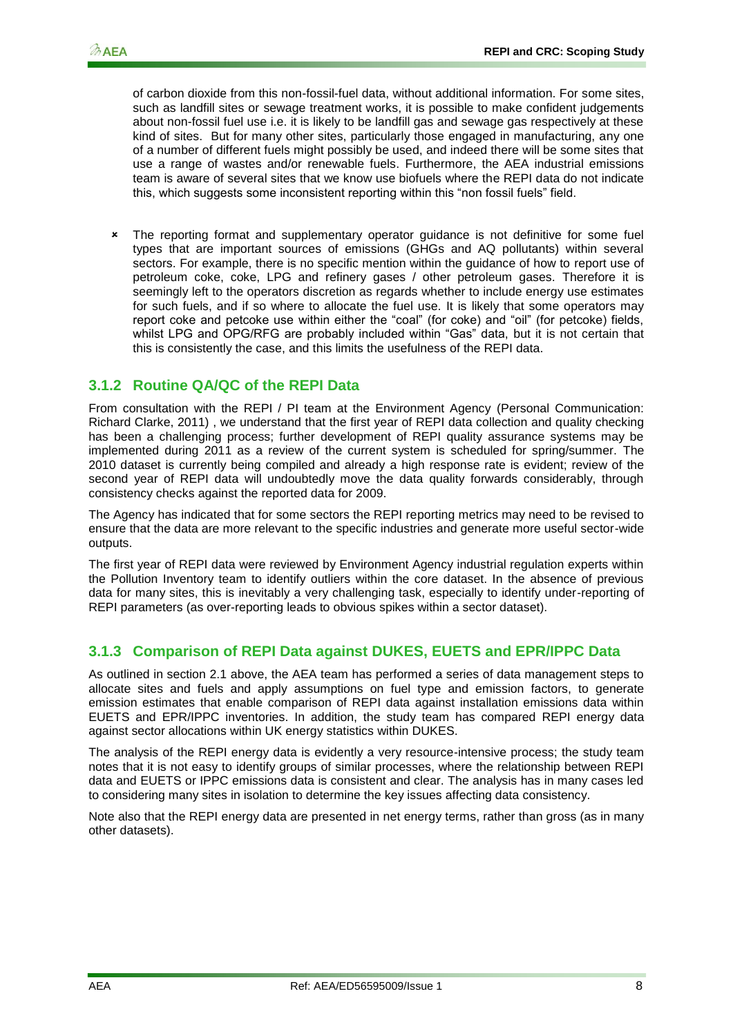of carbon dioxide from this non-fossil-fuel data, without additional information. For some sites, such as landfill sites or sewage treatment works, it is possible to make confident judgements about non-fossil fuel use i.e. it is likely to be landfill gas and sewage gas respectively at these kind of sites. But for many other sites, particularly those engaged in manufacturing, any one of a number of different fuels might possibly be used, and indeed there will be some sites that use a range of wastes and/or renewable fuels. Furthermore, the AEA industrial emissions team is aware of several sites that we know use biofuels where the REPI data do not indicate this, which suggests some inconsistent reporting within this "non fossil fuels" field.

- The reporting format and supplementary operator guidance is not definitive for some fuel types that are important sources of emissions (GHGs and AQ pollutants) within several sectors. For example, there is no specific mention within the guidance of how to report use of petroleum coke, coke, LPG and refinery gases / other petroleum gases. Therefore it is seemingly left to the operators discretion as regards whether to include energy use estimates for such fuels, and if so where to allocate the fuel use. It is likely that some operators may report coke and petcoke use within either the "coal" (for coke) and "oil" (for petcoke) fields, whilst LPG and OPG/RFG are probably included within "Gas" data, but it is not certain that this is consistently the case, and this limits the usefulness of the REPI data.

### 3.1.2 Routine QA/QC of the REPI Data

From consultation with the REPI / PI team at the Environment Agency (Personal Communication: Richard Clarke, 2011) , we understand that the first year of REPI data collection and quality checking has been a challenging process; further development of REPI quality assurance systems may be implemented during 2011 as a review of the current system is scheduled for spring/summer. The 2010 dataset is currently being compiled and already a high response rate is evident; review of the second year of REPI data will undoubtedly move the data quality forwards considerably, through consistency checks against the reported data for 2009.

The Agency has indicated that for some sectors the REPI reporting metrics may need to be revised to ensure that the data are more relevant to the specific industries and generate more useful sector-wide outputs.

The first year of REPI data were reviewed by Environment Agency industrial regulation experts within the Pollution Inventory team to identify outliers within the core dataset. In the absence of previous data for many sites, this is inevitably a very challenging task, especially to identify under-reporting of REPI parameters (as over-reporting leads to obvious spikes within a sector dataset).

### 3.1.3 Comparison of REPI Data against DUKES, EUETS and EPR/IPPC Data

As outlined in section 2.1 above, the AEA team has performed a series of data management steps to allocate sites and fuels and apply assumptions on fuel type and emission factors, to generate emission estimates that enable comparison of REPI data against installation emissions data within EUETS and EPR/IPPC inventories. In addition, the study team has compared REPI energy data against sector allocations within UK energy statistics within DUKES.

The analysis of the REPI energy data is evidently a very resource-intensive process; the study team notes that it is not easy to identify groups of similar processes, where the relationship between REPI data and EUETS or IPPC emissions data is consistent and clear. The analysis has in many cases led to considering many sites in isolation to determine the key issues affecting data consistency.

Note also that the REPI energy data are presented in net energy terms, rather than gross (as in many other datasets).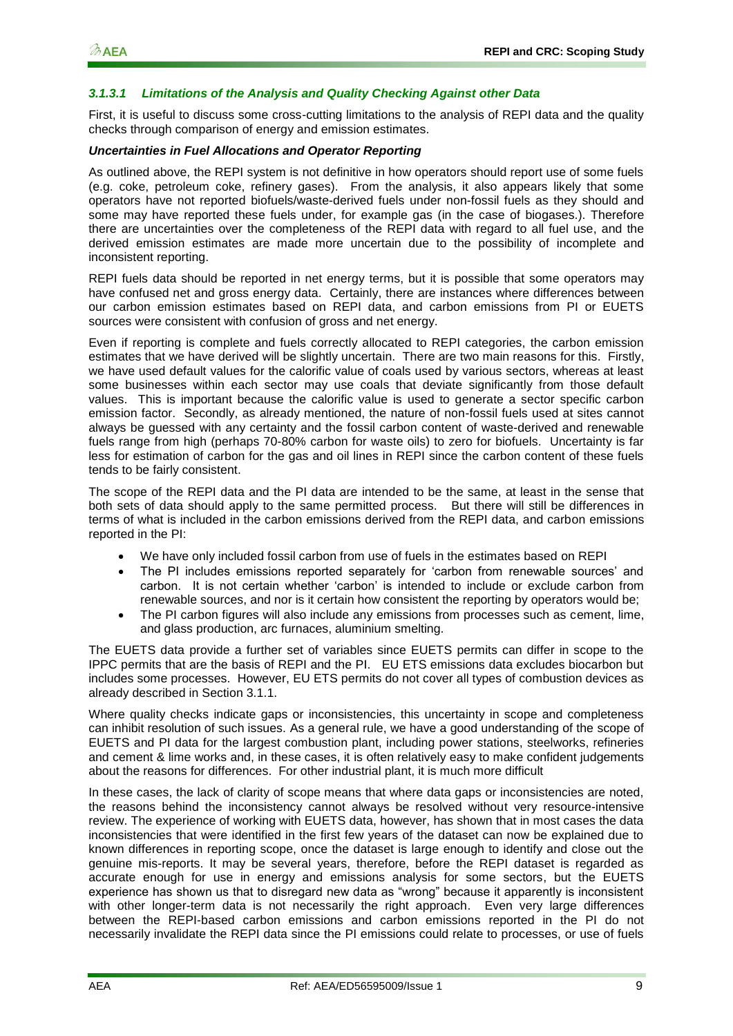#### *3.1.3.1 Limitations of the Analysis and Quality Checking Against other Data*

First, it is useful to discuss some cross-cutting limitations to the analysis of REPI data and the quality checks through comparison of energy and emission estimates.

***Uncertainties in Fuel Allocations and Operator Reporting***

As outlined above, the REPI system is not definitive in how operators should report use of some fuels (e.g. coke, petroleum coke, refinery gases). From the analysis, it also appears likely that some operators have not reported biofuels/waste-derived fuels under non-fossil fuels as they should and some may have reported these fuels under, for example gas (in the case of biogases.). Therefore there are uncertainties over the completeness of the REPI data with regard to all fuel use, and the derived emission estimates are made more uncertain due to the possibility of incomplete and inconsistent reporting.

REPI fuels data should be reported in net energy terms, but it is possible that some operators may have confused net and gross energy data. Certainly, there are instances where differences between our carbon emission estimates based on REPI data, and carbon emissions from PI or EUETS sources were consistent with confusion of gross and net energy.

Even if reporting is complete and fuels correctly allocated to REPI categories, the carbon emission estimates that we have derived will be slightly uncertain. There are two main reasons for this. Firstly, we have used default values for the calorific value of coals used by various sectors, whereas at least some businesses within each sector may use coals that deviate significantly from those default values. This is important because the calorific value is used to generate a sector specific carbon emission factor. Secondly, as already mentioned, the nature of non-fossil fuels used at sites cannot always be guessed with any certainty and the fossil carbon content of waste-derived and renewable fuels range from high (perhaps 70-80% carbon for waste oils) to zero for biofuels. Uncertainty is far less for estimation of carbon for the gas and oil lines in REPI since the carbon content of these fuels tends to be fairly consistent.

The scope of the REPI data and the PI data are intended to be the same, at least in the sense that both sets of data should apply to the same permitted process. But there will still be differences in terms of what is included in the carbon emissions derived from the REPI data, and carbon emissions reported in the PI:

- We have only included fossil carbon from use of fuels in the estimates based on REPI
- The PI includes emissions reported separately for 'carbon from renewable sources' and carbon. It is not certain whether 'carbon' is intended to include or exclude carbon from renewable sources, and nor is it certain how consistent the reporting by operators would be;
- The PI carbon figures will also include any emissions from processes such as cement, lime, and glass production, arc furnaces, aluminium smelting.

The EUETS data provide a further set of variables since EUETS permits can differ in scope to the IPPC permits that are the basis of REPI and the PI. EU ETS emissions data excludes biocarbon but includes some processes. However, EU ETS permits do not cover all types of combustion devices as already described in Section 3.1.1.

Where quality checks indicate gaps or inconsistencies, this uncertainty in scope and completeness can inhibit resolution of such issues. As a general rule, we have a good understanding of the scope of EUETS and PI data for the largest combustion plant, including power stations, steelworks, refineries and cement & lime works and, in these cases, it is often relatively easy to make confident judgements about the reasons for differences. For other industrial plant, it is much more difficult

In these cases, the lack of clarity of scope means that where data gaps or inconsistencies are noted, the reasons behind the inconsistency cannot always be resolved without very resource-intensive review. The experience of working with EUETS data, however, has shown that in most cases the data inconsistencies that were identified in the first few years of the dataset can now be explained due to known differences in reporting scope, once the dataset is large enough to identify and close out the genuine mis-reports. It may be several years, therefore, before the REPI dataset is regarded as accurate enough for use in energy and emissions analysis for some sectors, but the EUETS experience has shown us that to disregard new data as "wrong" because it apparently is inconsistent with other longer-term data is not necessarily the right approach. Even very large differences between the REPI-based carbon emissions and carbon emissions reported in the PI do not necessarily invalidate the REPI data since the PI emissions could relate to processes, or use of fuels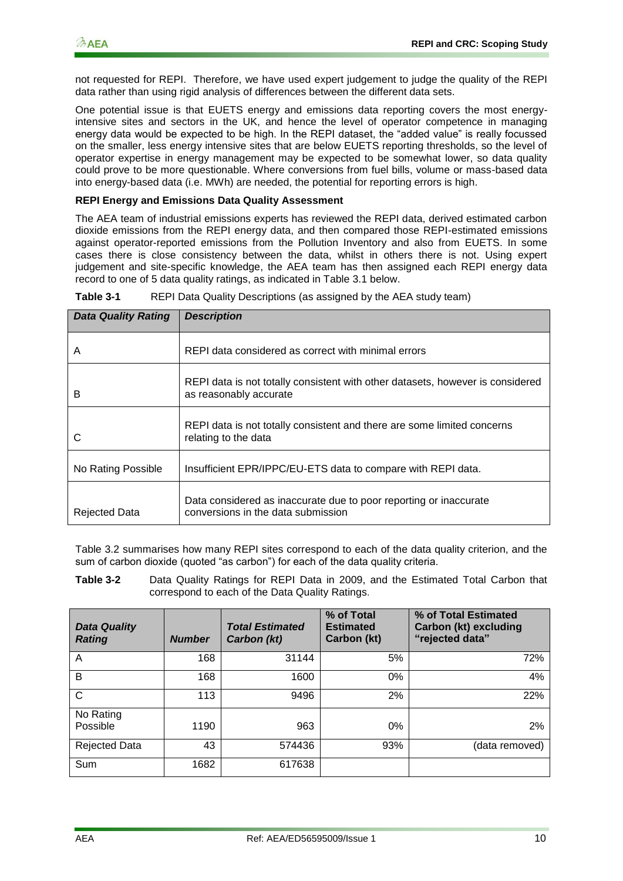not requested for REPI. Therefore, we have used expert judgement to judge the quality of the REPI data rather than using rigid analysis of differences between the different data sets.

One potential issue is that EUETS energy and emissions data reporting covers the most energy-intensive sites and sectors in the UK, and hence the level of operator competence in managing energy data would be expected to be high. In the REPI dataset, the "added value" is really focussed on the smaller, less energy intensive sites that are below EUETS reporting thresholds, so the level of operator expertise in energy management may be expected to be somewhat lower, so data quality could prove to be more questionable. Where conversions from fuel bills, volume or mass-based data into energy-based data (i.e. MWh) are needed, the potential for reporting errors is high.

**REPI Energy and Emissions Data Quality Assessment**

The AEA team of industrial emissions experts has reviewed the REPI data, derived estimated carbon dioxide emissions from the REPI energy data, and then compared those REPI-estimated emissions against operator-reported emissions from the Pollution Inventory and also from EUETS. In some cases there is close consistency between the data, whilst in others there is not. Using expert judgement and site-specific knowledge, the AEA team has then assigned each REPI energy data record to one of 5 data quality ratings, as indicated in Table 3.1 below.

**Table 3-1** REPI Data Quality Descriptions (as assigned by the AEA study team)

| *Data Quality Rating* | *Description* |
|---|---|
| A | REPI data considered as correct with minimal errors |
| B | REPI data is not totally consistent with other datasets, however is considered as reasonably accurate |
| C | REPI data is not totally consistent and there are some limited concerns relating to the data |
| No Rating Possible | Insufficient EPR/IPPC/EU-ETS data to compare with REPI data. |
| Rejected Data | Data considered as inaccurate due to poor reporting or inaccurate conversions in the data submission |

Table 3.2 summarises how many REPI sites correspond to each of the data quality criterion, and the sum of carbon dioxide (quoted "as carbon") for each of the data quality criteria.

**Table 3-2** Data Quality Ratings for REPI Data in 2009, and the Estimated Total Carbon that correspond to each of the Data Quality Ratings.

| *Data Quality Rating* | *Number* | *Total Estimated Carbon (kt)* | **% of Total Estimated Carbon (kt)** | **% of Total Estimated Carbon (kt) excluding "rejected data"** |
|---|---|---|---|---|
| A | 168 | 31144 | 5% | 72% |
| B | 168 | 1600 | 0% | 4% |
| C | 113 | 9496 | 2% | 22% |
| No Rating Possible | 1190 | 963 | 0% | 2% |
| Rejected Data | 43 | 574436 | 93% | (data removed) |
| Sum | 1682 | 617638 | | |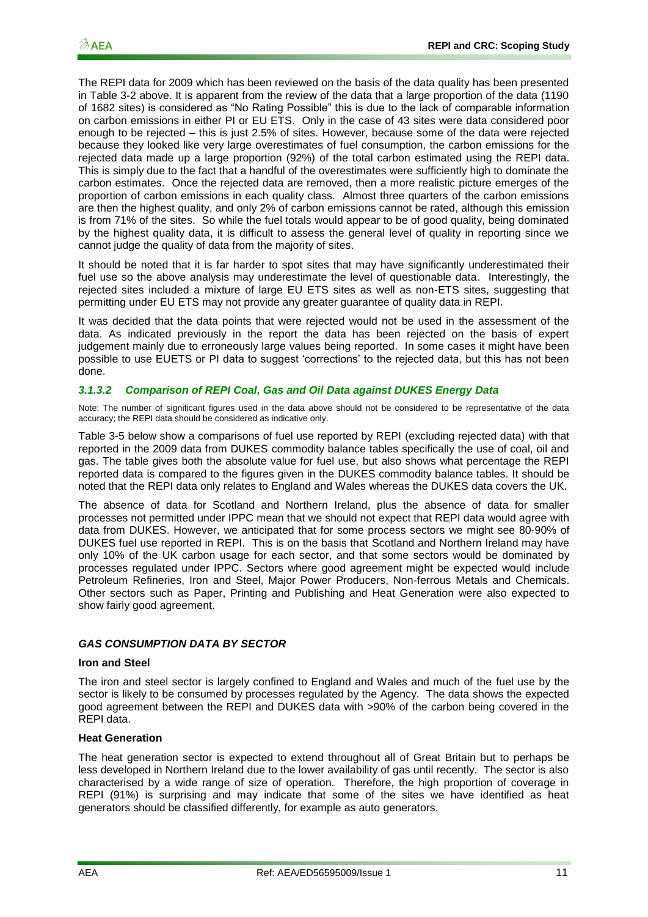The REPI data for 2009 which has been reviewed on the basis of the data quality has been presented in Table 3-2 above. It is apparent from the review of the data that a large proportion of the data (1190 of 1682 sites) is considered as "No Rating Possible" this is due to the lack of comparable information on carbon emissions in either PI or EU ETS. Only in the case of 43 sites were data considered poor enough to be rejected – this is just 2.5% of sites. However, because some of the data were rejected because they looked like very large overestimates of fuel consumption, the carbon emissions for the rejected data made up a large proportion (92%) of the total carbon estimated using the REPI data. This is simply due to the fact that a handful of the overestimates were sufficiently high to dominate the carbon estimates. Once the rejected data are removed, then a more realistic picture emerges of the proportion of carbon emissions in each quality class. Almost three quarters of the carbon emissions are then the highest quality, and only 2% of carbon emissions cannot be rated, although this emission is from 71% of the sites. So while the fuel totals would appear to be of good quality, being dominated by the highest quality data, it is difficult to assess the general level of quality in reporting since we cannot judge the quality of data from the majority of sites.

It should be noted that it is far harder to spot sites that may have significantly underestimated their fuel use so the above analysis may underestimate the level of questionable data. Interestingly, the rejected sites included a mixture of large EU ETS sites as well as non-ETS sites, suggesting that permitting under EU ETS may not provide any greater guarantee of quality data in REPI.

It was decided that the data points that were rejected would not be used in the assessment of the data. As indicated previously in the report the data has been rejected on the basis of expert judgement mainly due to erroneously large values being reported. In some cases it might have been possible to use EUETS or PI data to suggest 'corrections' to the rejected data, but this has not been done.

#### *3.1.3.2 Comparison of REPI Coal, Gas and Oil Data against DUKES Energy Data*

Note: The number of significant figures used in the data above should not be considered to be representative of the data accuracy; the REPI data should be considered as indicative only.

Table 3-5 below show a comparisons of fuel use reported by REPI (excluding rejected data) with that reported in the 2009 data from DUKES commodity balance tables specifically the use of coal, oil and gas. The table gives both the absolute value for fuel use, but also shows what percentage the REPI reported data is compared to the figures given in the DUKES commodity balance tables. It should be noted that the REPI data only relates to England and Wales whereas the DUKES data covers the UK.

The absence of data for Scotland and Northern Ireland, plus the absence of data for smaller processes not permitted under IPPC mean that we should not expect that REPI data would agree with data from DUKES. However, we anticipated that for some process sectors we might see 80-90% of DUKES fuel use reported in REPI. This is on the basis that Scotland and Northern Ireland may have only 10% of the UK carbon usage for each sector, and that some sectors would be dominated by processes regulated under IPPC. Sectors where good agreement might be expected would include Petroleum Refineries, Iron and Steel, Major Power Producers, Non-ferrous Metals and Chemicals. Other sectors such as Paper, Printing and Publishing and Heat Generation were also expected to show fairly good agreement.

#### *GAS CONSUMPTION DATA BY SECTOR*

**Iron and Steel**

The iron and steel sector is largely confined to England and Wales and much of the fuel use by the sector is likely to be consumed by processes regulated by the Agency. The data shows the expected good agreement between the REPI and DUKES data with >90% of the carbon being covered in the REPI data.

**Heat Generation**

The heat generation sector is expected to extend throughout all of Great Britain but to perhaps be less developed in Northern Ireland due to the lower availability of gas until recently. The sector is also characterised by a wide range of size of operation. Therefore, the high proportion of coverage in REPI (91%) is surprising and may indicate that some of the sites we have identified as heat generators should be classified differently, for example as auto generators.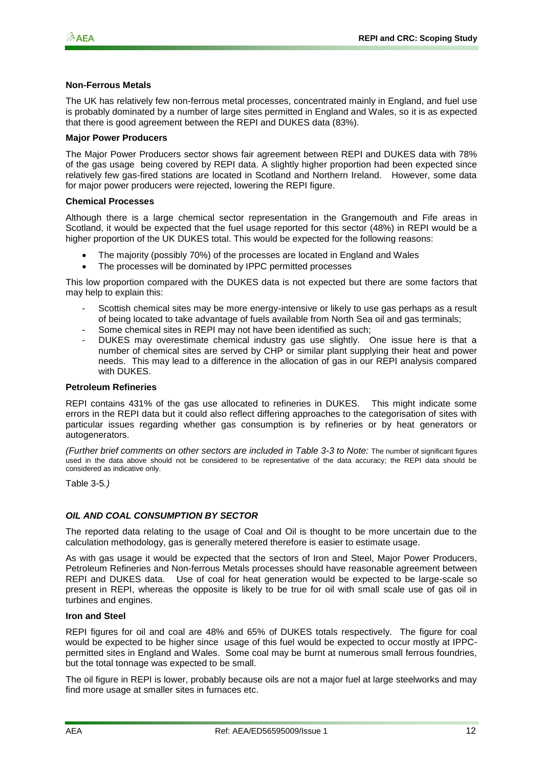**Non-Ferrous Metals**

The UK has relatively few non-ferrous metal processes, concentrated mainly in England, and fuel use is probably dominated by a number of large sites permitted in England and Wales, so it is as expected that there is good agreement between the REPI and DUKES data (83%).

**Major Power Producers**

The Major Power Producers sector shows fair agreement between REPI and DUKES data with 78% of the gas usage being covered by REPI data. A slightly higher proportion had been expected since relatively few gas-fired stations are located in Scotland and Northern Ireland. However, some data for major power producers were rejected, lowering the REPI figure.

**Chemical Processes**

Although there is a large chemical sector representation in the Grangemouth and Fife areas in Scotland, it would be expected that the fuel usage reported for this sector (48%) in REPI would be a higher proportion of the UK DUKES total. This would be expected for the following reasons:

- The majority (possibly 70%) of the processes are located in England and Wales
- The processes will be dominated by IPPC permitted processes

This low proportion compared with the DUKES data is not expected but there are some factors that may help to explain this:

- Scottish chemical sites may be more energy-intensive or likely to use gas perhaps as a result of being located to take advantage of fuels available from North Sea oil and gas terminals;
- Some chemical sites in REPI may not have been identified as such;
- DUKES may overestimate chemical industry gas use slightly. One issue here is that a number of chemical sites are served by CHP or similar plant supplying their heat and power needs. This may lead to a difference in the allocation of gas in our REPI analysis compared with DUKES.

**Petroleum Refineries**

REPI contains 431% of the gas use allocated to refineries in DUKES. This might indicate some errors in the REPI data but it could also reflect differing approaches to the categorisation of sites with particular issues regarding whether gas consumption is by refineries or by heat generators or autogenerators.

*(Further brief comments on other sectors are included in Table 3-3 to Note:* The number of significant figures used in the data above should not be considered to be representative of the data accuracy; the REPI data should be considered as indicative only.

Table 3-5*.)*

***OIL AND COAL CONSUMPTION BY SECTOR***

The reported data relating to the usage of Coal and Oil is thought to be more uncertain due to the calculation methodology, gas is generally metered therefore is easier to estimate usage.

As with gas usage it would be expected that the sectors of Iron and Steel, Major Power Producers, Petroleum Refineries and Non-ferrous Metals processes should have reasonable agreement between REPI and DUKES data. Use of coal for heat generation would be expected to be large-scale so present in REPI, whereas the opposite is likely to be true for oil with small scale use of gas oil in turbines and engines.

**Iron and Steel**

REPI figures for oil and coal are 48% and 65% of DUKES totals respectively. The figure for coal would be expected to be higher since usage of this fuel would be expected to occur mostly at IPPC-permitted sites in England and Wales. Some coal may be burnt at numerous small ferrous foundries, but the total tonnage was expected to be small.

The oil figure in REPI is lower, probably because oils are not a major fuel at large steelworks and may find more usage at smaller sites in furnaces etc.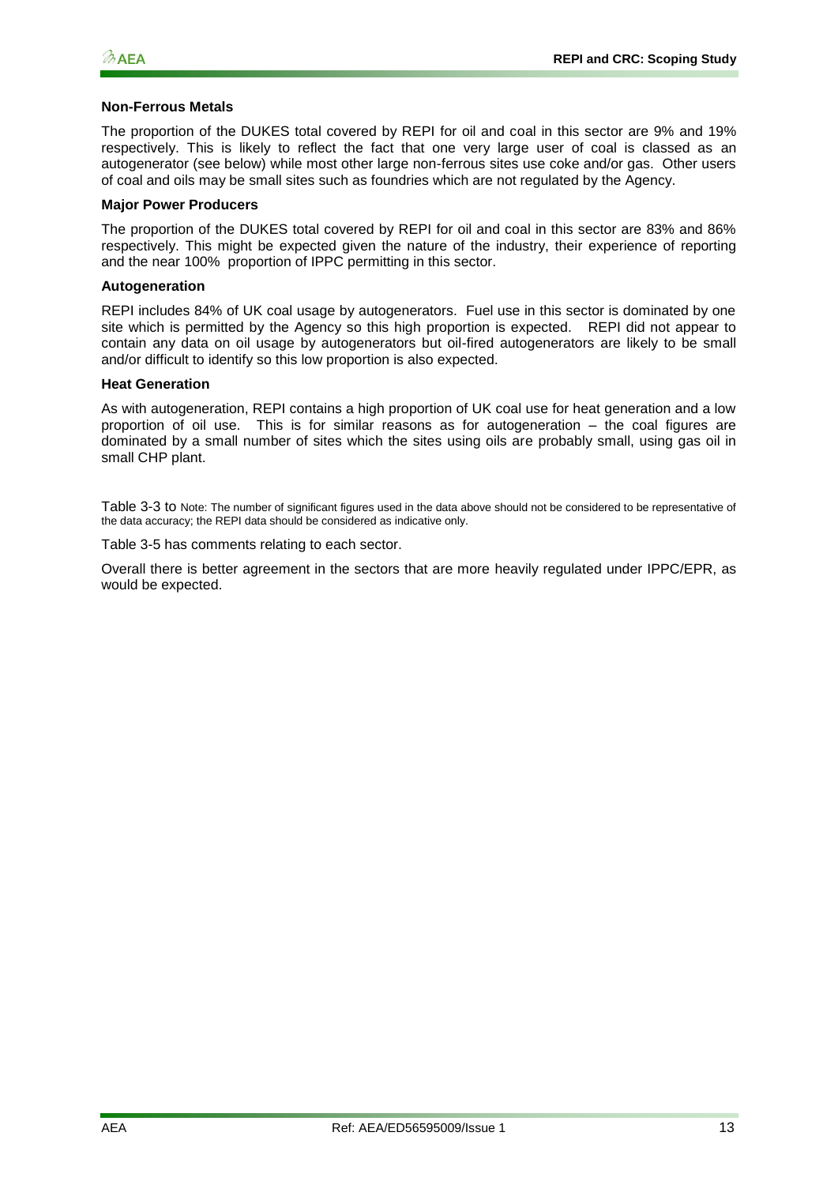**Non-Ferrous Metals**

The proportion of the DUKES total covered by REPI for oil and coal in this sector are 9% and 19% respectively. This is likely to reflect the fact that one very large user of coal is classed as an autogenerator (see below) while most other large non-ferrous sites use coke and/or gas. Other users of coal and oils may be small sites such as foundries which are not regulated by the Agency.

**Major Power Producers**

The proportion of the DUKES total covered by REPI for oil and coal in this sector are 83% and 86% respectively. This might be expected given the nature of the industry, their experience of reporting and the near 100% proportion of IPPC permitting in this sector.

**Autogeneration**

REPI includes 84% of UK coal usage by autogenerators. Fuel use in this sector is dominated by one site which is permitted by the Agency so this high proportion is expected. REPI did not appear to contain any data on oil usage by autogenerators but oil-fired autogenerators are likely to be small and/or difficult to identify so this low proportion is also expected.

**Heat Generation**

As with autogeneration, REPI contains a high proportion of UK coal use for heat generation and a low proportion of oil use. This is for similar reasons as for autogeneration – the coal figures are dominated by a small number of sites which the sites using oils are probably small, using gas oil in small CHP plant.

Table 3-3 to Note: The number of significant figures used in the data above should not be considered to be representative of the data accuracy; the REPI data should be considered as indicative only.

Table 3-5 has comments relating to each sector.

Overall there is better agreement in the sectors that are more heavily regulated under IPPC/EPR, as would be expected.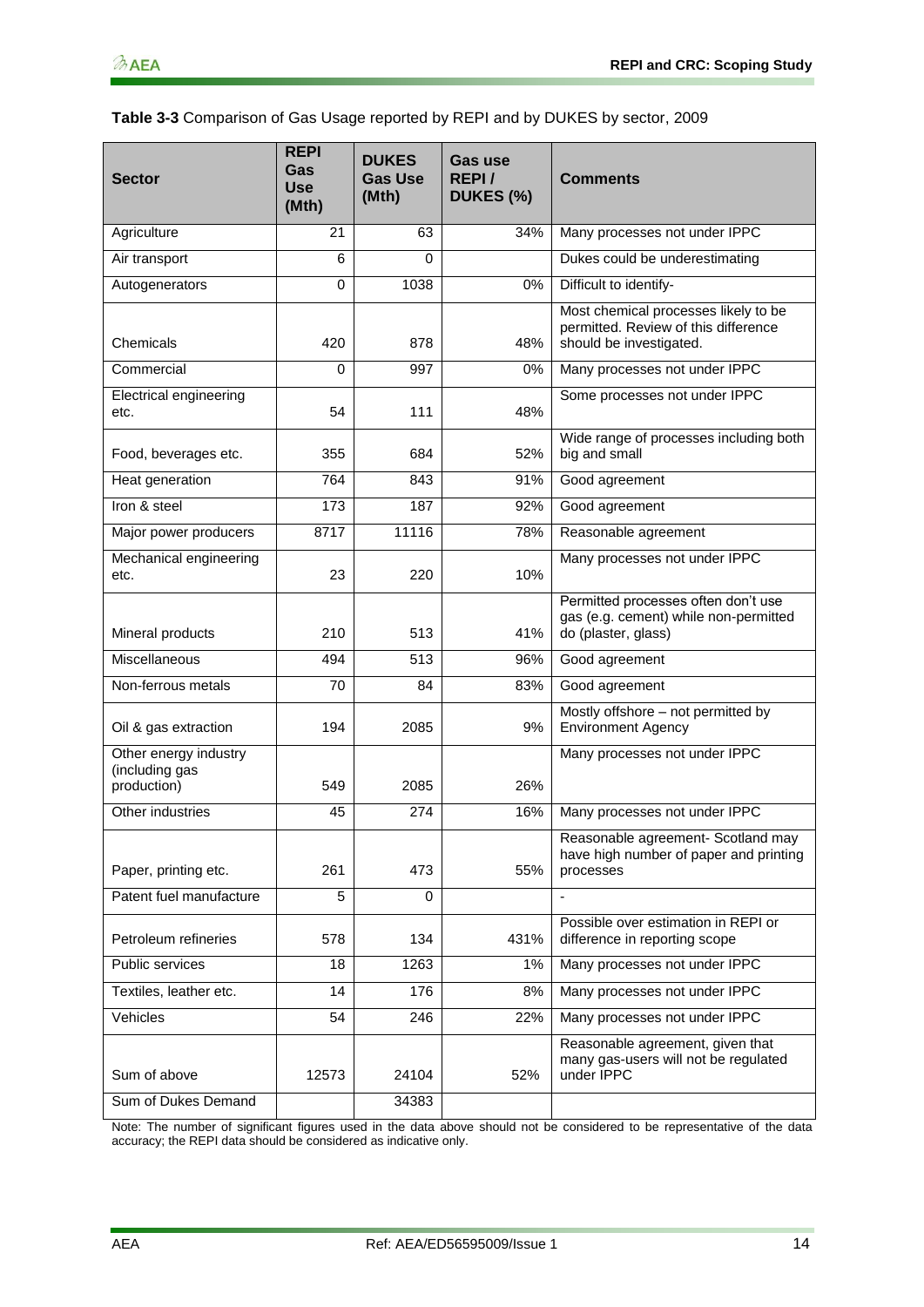**Table 3-3** Comparison of Gas Usage reported by REPI and by DUKES by sector, 2009

| Sector | REPI Gas Use (Mth) | DUKES Gas Use (Mth) | Gas use REPI / DUKES (%) | Comments |
|---|---|---|---|---|
| Agriculture | 21 | 63 | 34% | Many processes not under IPPC |
| Air transport | 6 | 0 | | Dukes could be underestimating |
| Autogenerators | 0 | 1038 | 0% | Difficult to identify- |
| Chemicals | 420 | 878 | 48% | Most chemical processes likely to be permitted. Review of this difference should be investigated. |
| Commercial | 0 | 997 | 0% | Many processes not under IPPC |
| Electrical engineering etc. | 54 | 111 | 48% | Some processes not under IPPC |
| Food, beverages etc. | 355 | 684 | 52% | Wide range of processes including both big and small |
| Heat generation | 764 | 843 | 91% | Good agreement |
| Iron & steel | 173 | 187 | 92% | Good agreement |
| Major power producers | 8717 | 11116 | 78% | Reasonable agreement |
| Mechanical engineering etc. | 23 | 220 | 10% | Many processes not under IPPC |
| Mineral products | 210 | 513 | 41% | Permitted processes often don't use gas (e.g. cement) while non-permitted do (plaster, glass) |
| Miscellaneous | 494 | 513 | 96% | Good agreement |
| Non-ferrous metals | 70 | 84 | 83% | Good agreement |
| Oil & gas extraction | 194 | 2085 | 9% | Mostly offshore – not permitted by Environment Agency |
| Other energy industry (including gas production) | 549 | 2085 | 26% | Many processes not under IPPC |
| Other industries | 45 | 274 | 16% | Many processes not under IPPC |
| Paper, printing etc. | 261 | 473 | 55% | Reasonable agreement- Scotland may have high number of paper and printing processes |
| Patent fuel manufacture | 5 | 0 | | - |
| Petroleum refineries | 578 | 134 | 431% | Possible over estimation in REPI or difference in reporting scope |
| Public services | 18 | 1263 | 1% | Many processes not under IPPC |
| Textiles, leather etc. | 14 | 176 | 8% | Many processes not under IPPC |
| Vehicles | 54 | 246 | 22% | Many processes not under IPPC |
| Sum of above | 12573 | 24104 | 52% | Reasonable agreement, given that many gas-users will not be regulated under IPPC |
| Sum of Dukes Demand | | 34383 | | |

Note: The number of significant figures used in the data above should not be considered to be representative of the data accuracy; the REPI data should be considered as indicative only.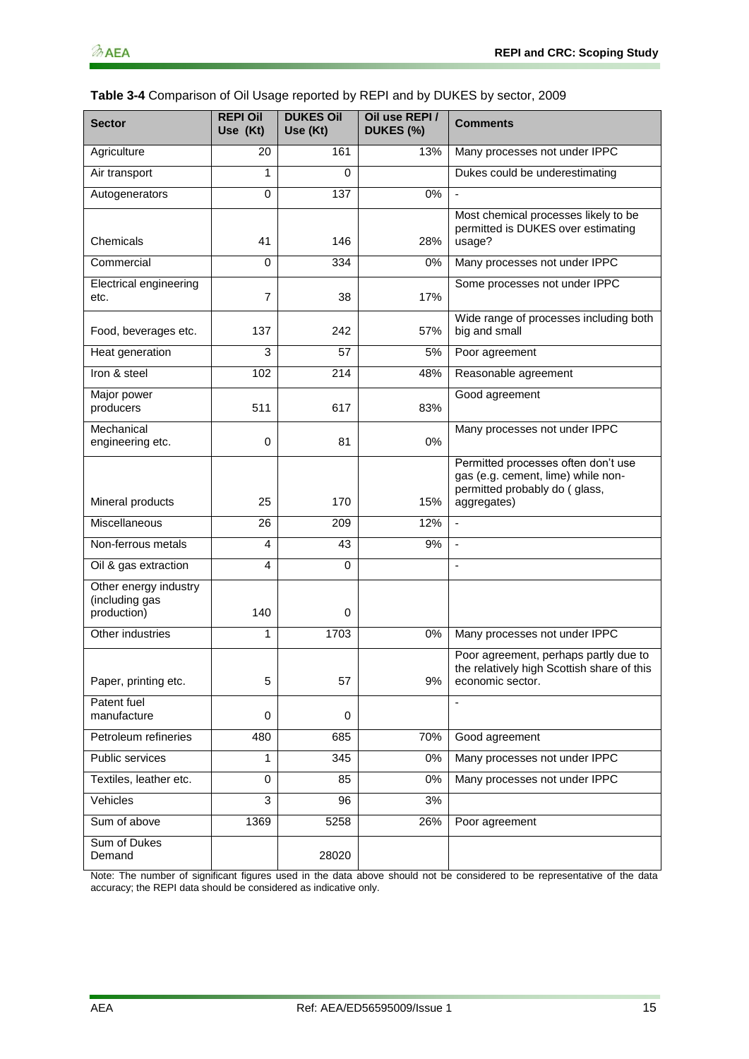**Table 3-4** Comparison of Oil Usage reported by REPI and by DUKES by sector, 2009

| Sector | REPI Oil Use (Kt) | DUKES Oil Use (Kt) | Oil use REPI / DUKES (%) | Comments |
|---|---|---|---|---|
| Agriculture | 20 | 161 | 13% | Many processes not under IPPC |
| Air transport | 1 | 0 | | Dukes could be underestimating |
| Autogenerators | 0 | 137 | 0% | - |
| Chemicals | 41 | 146 | 28% | Most chemical processes likely to be permitted is DUKES over estimating usage? |
| Commercial | 0 | 334 | 0% | Many processes not under IPPC |
| Electrical engineering etc. | 7 | 38 | 17% | Some processes not under IPPC |
| Food, beverages etc. | 137 | 242 | 57% | Wide range of processes including both big and small |
| Heat generation | 3 | 57 | 5% | Poor agreement |
| Iron & steel | 102 | 214 | 48% | Reasonable agreement |
| Major power producers | 511 | 617 | 83% | Good agreement |
| Mechanical engineering etc. | 0 | 81 | 0% | Many processes not under IPPC |
| Mineral products | 25 | 170 | 15% | Permitted processes often don't use gas (e.g. cement, lime) while non-permitted probably do ( glass, aggregates) |
| Miscellaneous | 26 | 209 | 12% | - |
| Non-ferrous metals | 4 | 43 | 9% | - |
| Oil & gas extraction | 4 | 0 | | - |
| Other energy industry (including gas production) | 140 | 0 | | |
| Other industries | 1 | 1703 | 0% | Many processes not under IPPC |
| Paper, printing etc. | 5 | 57 | 9% | Poor agreement, perhaps partly due to the relatively high Scottish share of this economic sector. |
| Patent fuel manufacture | 0 | 0 | | - |
| Petroleum refineries | 480 | 685 | 70% | Good agreement |
| Public services | 1 | 345 | 0% | Many processes not under IPPC |
| Textiles, leather etc. | 0 | 85 | 0% | Many processes not under IPPC |
| Vehicles | 3 | 96 | 3% | |
| Sum of above | 1369 | 5258 | 26% | Poor agreement |
| Sum of Dukes Demand | | 28020 | | |

Note: The number of significant figures used in the data above should not be considered to be representative of the data accuracy; the REPI data should be considered as indicative only.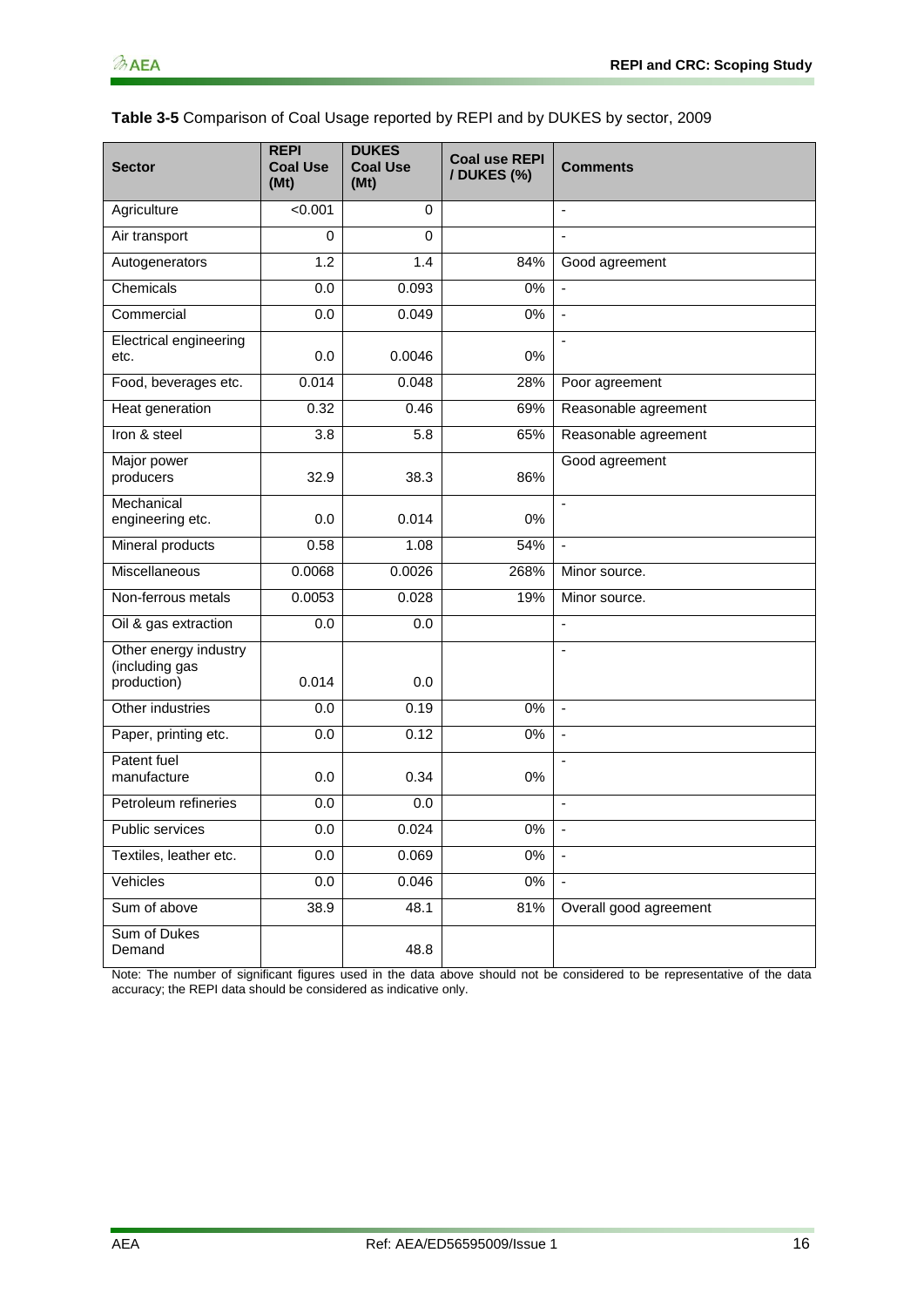**Table 3-5** Comparison of Coal Usage reported by REPI and by DUKES by sector, 2009

| Sector | REPI Coal Use (Mt) | DUKES Coal Use (Mt) | Coal use REPI / DUKES (%) | Comments |
|---|---|---|---|---|
| Agriculture | <0.001 | 0 | | - |
| Air transport | 0 | 0 | | - |
| Autogenerators | 1.2 | 1.4 | 84% | Good agreement |
| Chemicals | 0.0 | 0.093 | 0% | - |
| Commercial | 0.0 | 0.049 | 0% | - |
| Electrical engineering etc. | 0.0 | 0.0046 | 0% | - |
| Food, beverages etc. | 0.014 | 0.048 | 28% | Poor agreement |
| Heat generation | 0.32 | 0.46 | 69% | Reasonable agreement |
| Iron & steel | 3.8 | 5.8 | 65% | Reasonable agreement |
| Major power producers | 32.9 | 38.3 | 86% | Good agreement |
| Mechanical engineering etc. | 0.0 | 0.014 | 0% | - |
| Mineral products | 0.58 | 1.08 | 54% | - |
| Miscellaneous | 0.0068 | 0.0026 | 268% | Minor source. |
| Non-ferrous metals | 0.0053 | 0.028 | 19% | Minor source. |
| Oil & gas extraction | 0.0 | 0.0 | | - |
| Other energy industry (including gas production) | 0.014 | 0.0 | | - |
| Other industries | 0.0 | 0.19 | 0% | - |
| Paper, printing etc. | 0.0 | 0.12 | 0% | - |
| Patent fuel manufacture | 0.0 | 0.34 | 0% | - |
| Petroleum refineries | 0.0 | 0.0 | | - |
| Public services | 0.0 | 0.024 | 0% | - |
| Textiles, leather etc. | 0.0 | 0.069 | 0% | - |
| Vehicles | 0.0 | 0.046 | 0% | - |
| Sum of above | 38.9 | 48.1 | 81% | Overall good agreement |
| Sum of Dukes Demand | | 48.8 | | |

Note: The number of significant figures used in the data above should not be considered to be representative of the data accuracy; the REPI data should be considered as indicative only.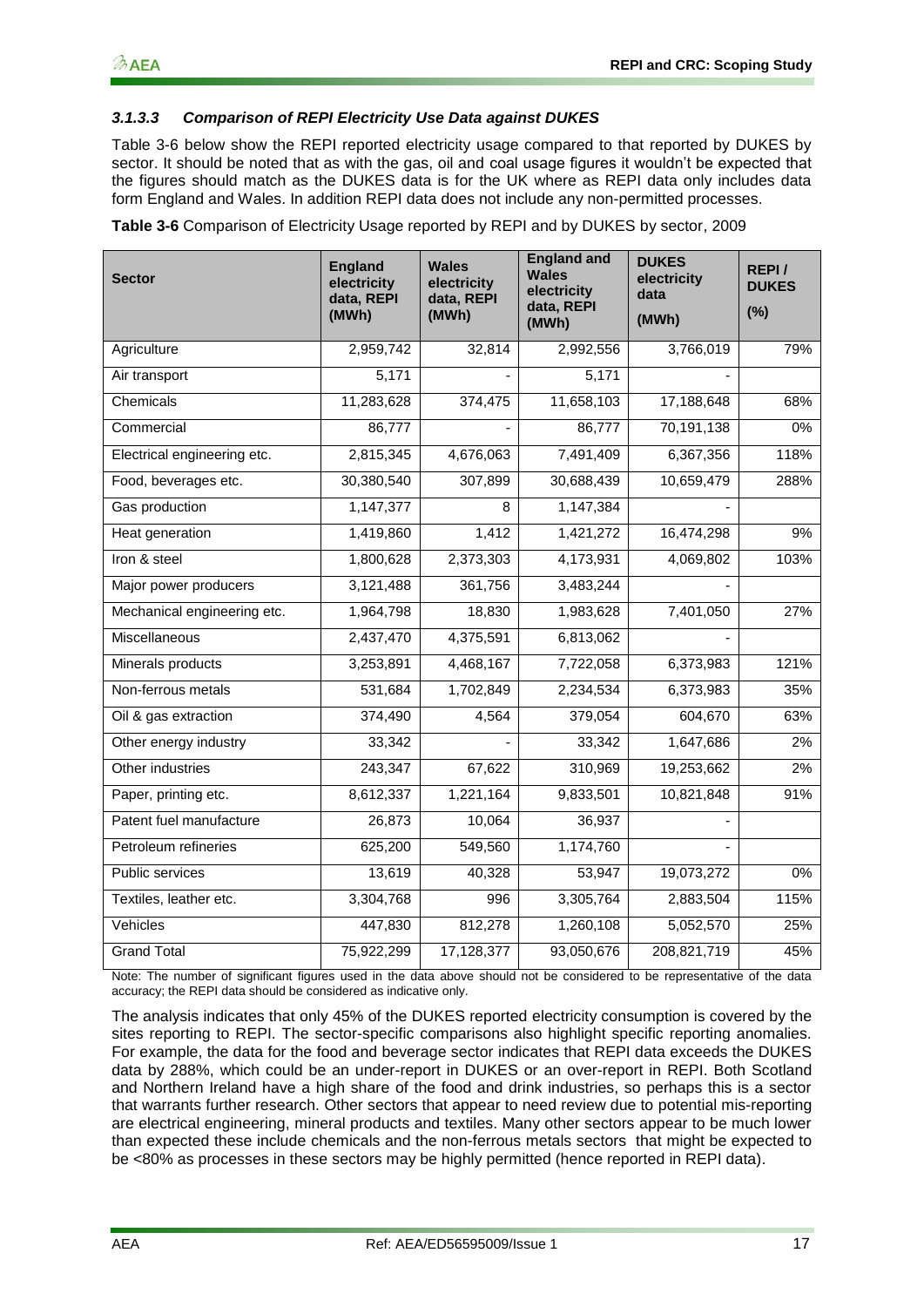#### *3.1.3.3 Comparison of REPI Electricity Use Data against DUKES*

Table 3-6 below show the REPI reported electricity usage compared to that reported by DUKES by sector. It should be noted that as with the gas, oil and coal usage figures it wouldn't be expected that the figures should match as the DUKES data is for the UK where as REPI data only includes data form England and Wales. In addition REPI data does not include any non-permitted processes.

**Table 3-6** Comparison of Electricity Usage reported by REPI and by DUKES by sector, 2009

| Sector | England electricity data, REPI (MWh) | Wales electricity data, REPI (MWh) | England and Wales electricity data, REPI (MWh) | DUKES electricity data (MWh) | REPI / DUKES (%) |
|---|---|---|---|---|---|
| Agriculture | 2,959,742 | 32,814 | 2,992,556 | 3,766,019 | 79% |
| Air transport | 5,171 | - | 5,171 | - | |
| Chemicals | 11,283,628 | 374,475 | 11,658,103 | 17,188,648 | 68% |
| Commercial | 86,777 | - | 86,777 | 70,191,138 | 0% |
| Electrical engineering etc. | 2,815,345 | 4,676,063 | 7,491,409 | 6,367,356 | 118% |
| Food, beverages etc. | 30,380,540 | 307,899 | 30,688,439 | 10,659,479 | 288% |
| Gas production | 1,147,377 | 8 | 1,147,384 | - | |
| Heat generation | 1,419,860 | 1,412 | 1,421,272 | 16,474,298 | 9% |
| Iron & steel | 1,800,628 | 2,373,303 | 4,173,931 | 4,069,802 | 103% |
| Major power producers | 3,121,488 | 361,756 | 3,483,244 | - | |
| Mechanical engineering etc. | 1,964,798 | 18,830 | 1,983,628 | 7,401,050 | 27% |
| Miscellaneous | 2,437,470 | 4,375,591 | 6,813,062 | - | |
| Minerals products | 3,253,891 | 4,468,167 | 7,722,058 | 6,373,983 | 121% |
| Non-ferrous metals | 531,684 | 1,702,849 | 2,234,534 | 6,373,983 | 35% |
| Oil & gas extraction | 374,490 | 4,564 | 379,054 | 604,670 | 63% |
| Other energy industry | 33,342 | - | 33,342 | 1,647,686 | 2% |
| Other industries | 243,347 | 67,622 | 310,969 | 19,253,662 | 2% |
| Paper, printing etc. | 8,612,337 | 1,221,164 | 9,833,501 | 10,821,848 | 91% |
| Patent fuel manufacture | 26,873 | 10,064 | 36,937 | - | |
| Petroleum refineries | 625,200 | 549,560 | 1,174,760 | - | |
| Public services | 13,619 | 40,328 | 53,947 | 19,073,272 | 0% |
| Textiles, leather etc. | 3,304,768 | 996 | 3,305,764 | 2,883,504 | 115% |
| Vehicles | 447,830 | 812,278 | 1,260,108 | 5,052,570 | 25% |
| Grand Total | 75,922,299 | 17,128,377 | 93,050,676 | 208,821,719 | 45% |

Note: The number of significant figures used in the data above should not be considered to be representative of the data accuracy; the REPI data should be considered as indicative only.

The analysis indicates that only 45% of the DUKES reported electricity consumption is covered by the sites reporting to REPI. The sector-specific comparisons also highlight specific reporting anomalies. For example, the data for the food and beverage sector indicates that REPI data exceeds the DUKES data by 288%, which could be an under-report in DUKES or an over-report in REPI. Both Scotland and Northern Ireland have a high share of the food and drink industries, so perhaps this is a sector that warrants further research. Other sectors that appear to need review due to potential mis-reporting are electrical engineering, mineral products and textiles. Many other sectors appear to be much lower than expected these include chemicals and the non-ferrous metals sectors that might be expected to be <80% as processes in these sectors may be highly permitted (hence reported in REPI data).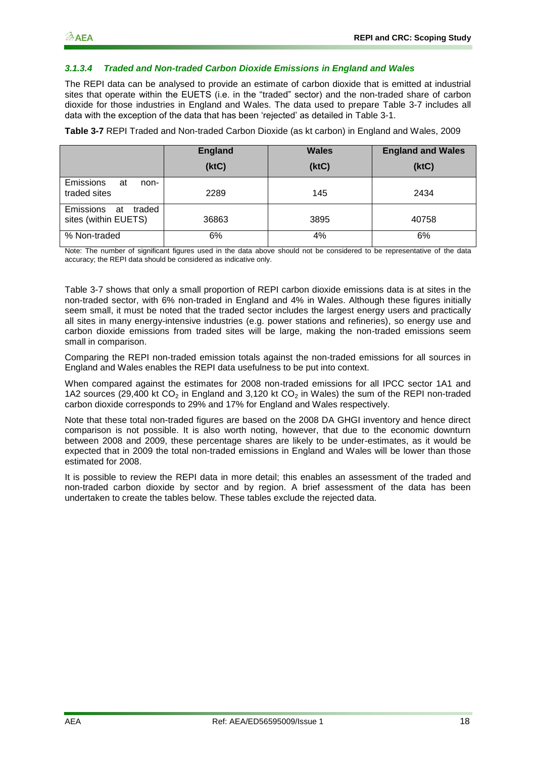#### *3.1.3.4 Traded and Non-traded Carbon Dioxide Emissions in England and Wales*

The REPI data can be analysed to provide an estimate of carbon dioxide that is emitted at industrial sites that operate within the EUETS (i.e. in the "traded" sector) and the non-traded share of carbon dioxide for those industries in England and Wales. The data used to prepare Table 3-7 includes all data with the exception of the data that has been 'rejected' as detailed in Table 3-1.

**Table 3-7** REPI Traded and Non-traded Carbon Dioxide (as kt carbon) in England and Wales, 2009

| | England (ktC) | Wales (ktC) | England and Wales (ktC) |
|---|---|---|---|
| Emissions at non-traded sites | 2289 | 145 | 2434 |
| Emissions at traded sites (within EUETS) | 36863 | 3895 | 40758 |
| % Non-traded | 6% | 4% | 6% |

Note: The number of significant figures used in the data above should not be considered to be representative of the data accuracy; the REPI data should be considered as indicative only.

Table 3-7 shows that only a small proportion of REPI carbon dioxide emissions data is at sites in the non-traded sector, with 6% non-traded in England and 4% in Wales. Although these figures initially seem small, it must be noted that the traded sector includes the largest energy users and practically all sites in many energy-intensive industries (e.g. power stations and refineries), so energy use and carbon dioxide emissions from traded sites will be large, making the non-traded emissions seem small in comparison.

Comparing the REPI non-traded emission totals against the non-traded emissions for all sources in England and Wales enables the REPI data usefulness to be put into context.

When compared against the estimates for 2008 non-traded emissions for all IPCC sector 1A1 and 1A2 sources (29,400 kt $CO_2$ in England and 3,120 kt $CO_2$ in Wales) the sum of the REPI non-traded carbon dioxide corresponds to 29% and 17% for England and Wales respectively.

Note that these total non-traded figures are based on the 2008 DA GHGI inventory and hence direct comparison is not possible. It is also worth noting, however, that due to the economic downturn between 2008 and 2009, these percentage shares are likely to be under-estimates, as it would be expected that in 2009 the total non-traded emissions in England and Wales will be lower than those estimated for 2008.

It is possible to review the REPI data in more detail; this enables an assessment of the traded and non-traded carbon dioxide by sector and by region. A brief assessment of the data has been undertaken to create the tables below. These tables exclude the rejected data.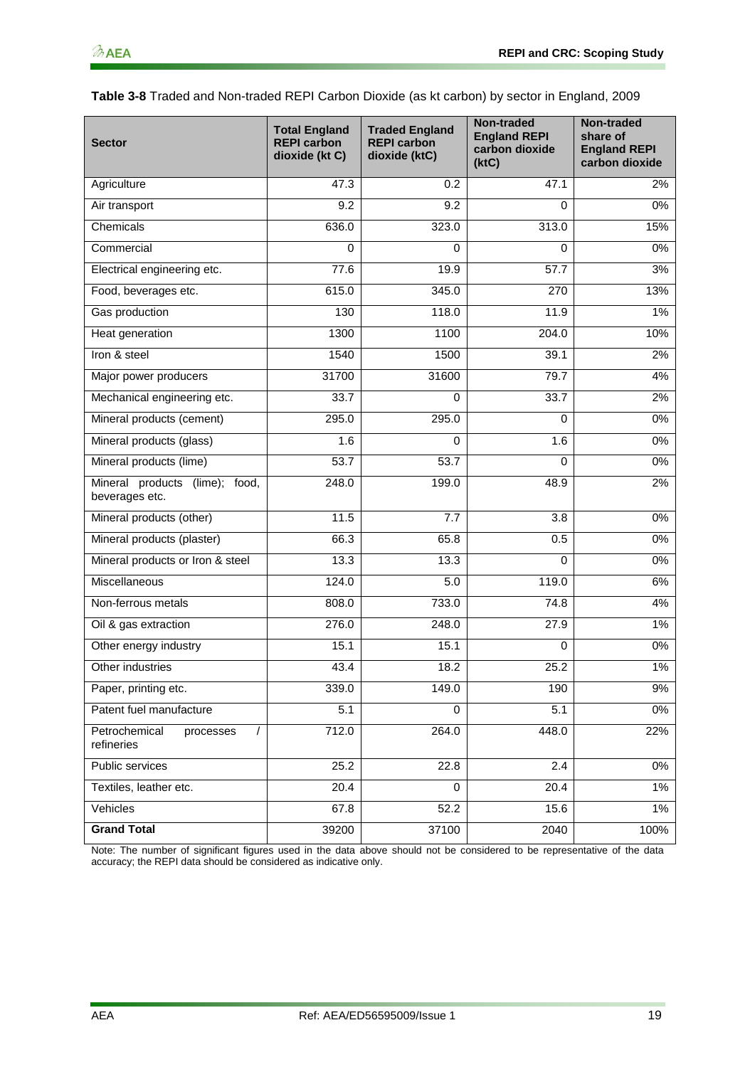**Table 3-8** Traded and Non-traded REPI Carbon Dioxide (as kt carbon) by sector in England, 2009

| Sector | Total England REPI carbon dioxide (kt C) | Traded England REPI carbon dioxide (ktC) | Non-traded England REPI carbon dioxide (ktC) | Non-traded share of England REPI carbon dioxide |
|---|---|---|---|---|
| Agriculture | 47.3 | 0.2 | 47.1 | 2% |
| Air transport | 9.2 | 9.2 | 0 | 0% |
| Chemicals | 636.0 | 323.0 | 313.0 | 15% |
| Commercial | 0 | 0 | 0 | 0% |
| Electrical engineering etc. | 77.6 | 19.9 | 57.7 | 3% |
| Food, beverages etc. | 615.0 | 345.0 | 270 | 13% |
| Gas production | 130 | 118.0 | 11.9 | 1% |
| Heat generation | 1300 | 1100 | 204.0 | 10% |
| Iron & steel | 1540 | 1500 | 39.1 | 2% |
| Major power producers | 31700 | 31600 | 79.7 | 4% |
| Mechanical engineering etc. | 33.7 | 0 | 33.7 | 2% |
| Mineral products (cement) | 295.0 | 295.0 | 0 | 0% |
| Mineral products (glass) | 1.6 | 0 | 1.6 | 0% |
| Mineral products (lime) | 53.7 | 53.7 | 0 | 0% |
| Mineral products (lime); food, beverages etc. | 248.0 | 199.0 | 48.9 | 2% |
| Mineral products (other) | 11.5 | 7.7 | 3.8 | 0% |
| Mineral products (plaster) | 66.3 | 65.8 | 0.5 | 0% |
| Mineral products or Iron & steel | 13.3 | 13.3 | 0 | 0% |
| Miscellaneous | 124.0 | 5.0 | 119.0 | 6% |
| Non-ferrous metals | 808.0 | 733.0 | 74.8 | 4% |
| Oil & gas extraction | 276.0 | 248.0 | 27.9 | 1% |
| Other energy industry | 15.1 | 15.1 | 0 | 0% |
| Other industries | 43.4 | 18.2 | 25.2 | 1% |
| Paper, printing etc. | 339.0 | 149.0 | 190 | 9% |
| Patent fuel manufacture | 5.1 | 0 | 5.1 | 0% |
| Petrochemical processes / refineries | 712.0 | 264.0 | 448.0 | 22% |
| Public services | 25.2 | 22.8 | 2.4 | 0% |
| Textiles, leather etc. | 20.4 | 0 | 20.4 | 1% |
| Vehicles | 67.8 | 52.2 | 15.6 | 1% |
| **Grand Total** | 39200 | 37100 | 2040 | 100% |

Note: The number of significant figures used in the data above should not be considered to be representative of the data accuracy; the REPI data should be considered as indicative only.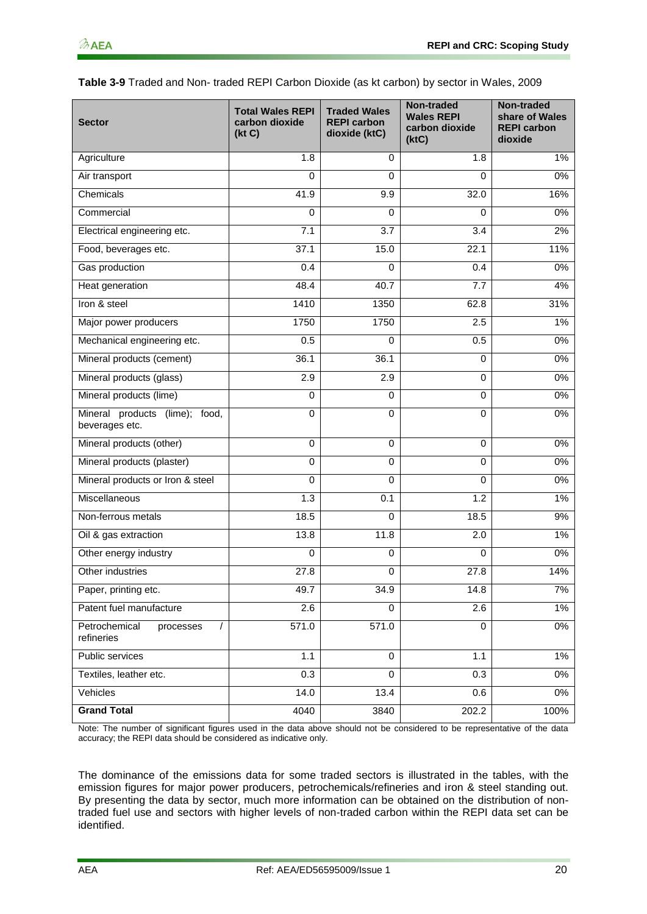**Table 3-9** Traded and Non- traded REPI Carbon Dioxide (as kt carbon) by sector in Wales, 2009

| Sector | Total Wales REPI carbon dioxide (kt C) | Traded Wales REPI carbon dioxide (ktC) | Non-traded Wales REPI carbon dioxide (ktC) | Non-traded share of Wales REPI carbon dioxide |
|---|---|---|---|---|
| Agriculture | 1.8 | 0 | 1.8 | 1% |
| Air transport | 0 | 0 | 0 | 0% |
| Chemicals | 41.9 | 9.9 | 32.0 | 16% |
| Commercial | 0 | 0 | 0 | 0% |
| Electrical engineering etc. | 7.1 | 3.7 | 3.4 | 2% |
| Food, beverages etc. | 37.1 | 15.0 | 22.1 | 11% |
| Gas production | 0.4 | 0 | 0.4 | 0% |
| Heat generation | 48.4 | 40.7 | 7.7 | 4% |
| Iron & steel | 1410 | 1350 | 62.8 | 31% |
| Major power producers | 1750 | 1750 | 2.5 | 1% |
| Mechanical engineering etc. | 0.5 | 0 | 0.5 | 0% |
| Mineral products (cement) | 36.1 | 36.1 | 0 | 0% |
| Mineral products (glass) | 2.9 | 2.9 | 0 | 0% |
| Mineral products (lime) | 0 | 0 | 0 | 0% |
| Mineral products (lime); food, beverages etc. | 0 | 0 | 0 | 0% |
| Mineral products (other) | 0 | 0 | 0 | 0% |
| Mineral products (plaster) | 0 | 0 | 0 | 0% |
| Mineral products or Iron & steel | 0 | 0 | 0 | 0% |
| Miscellaneous | 1.3 | 0.1 | 1.2 | 1% |
| Non-ferrous metals | 18.5 | 0 | 18.5 | 9% |
| Oil & gas extraction | 13.8 | 11.8 | 2.0 | 1% |
| Other energy industry | 0 | 0 | 0 | 0% |
| Other industries | 27.8 | 0 | 27.8 | 14% |
| Paper, printing etc. | 49.7 | 34.9 | 14.8 | 7% |
| Patent fuel manufacture | 2.6 | 0 | 2.6 | 1% |
| Petrochemical processes / refineries | 571.0 | 571.0 | 0 | 0% |
| Public services | 1.1 | 0 | 1.1 | 1% |
| Textiles, leather etc. | 0.3 | 0 | 0.3 | 0% |
| Vehicles | 14.0 | 13.4 | 0.6 | 0% |
| **Grand Total** | 4040 | 3840 | 202.2 | 100% |

Note: The number of significant figures used in the data above should not be considered to be representative of the data accuracy; the REPI data should be considered as indicative only.

The dominance of the emissions data for some traded sectors is illustrated in the tables, with the emission figures for major power producers, petrochemicals/refineries and iron & steel standing out. By presenting the data by sector, much more information can be obtained on the distribution of non-traded fuel use and sectors with higher levels of non-traded carbon within the REPI data set can be identified.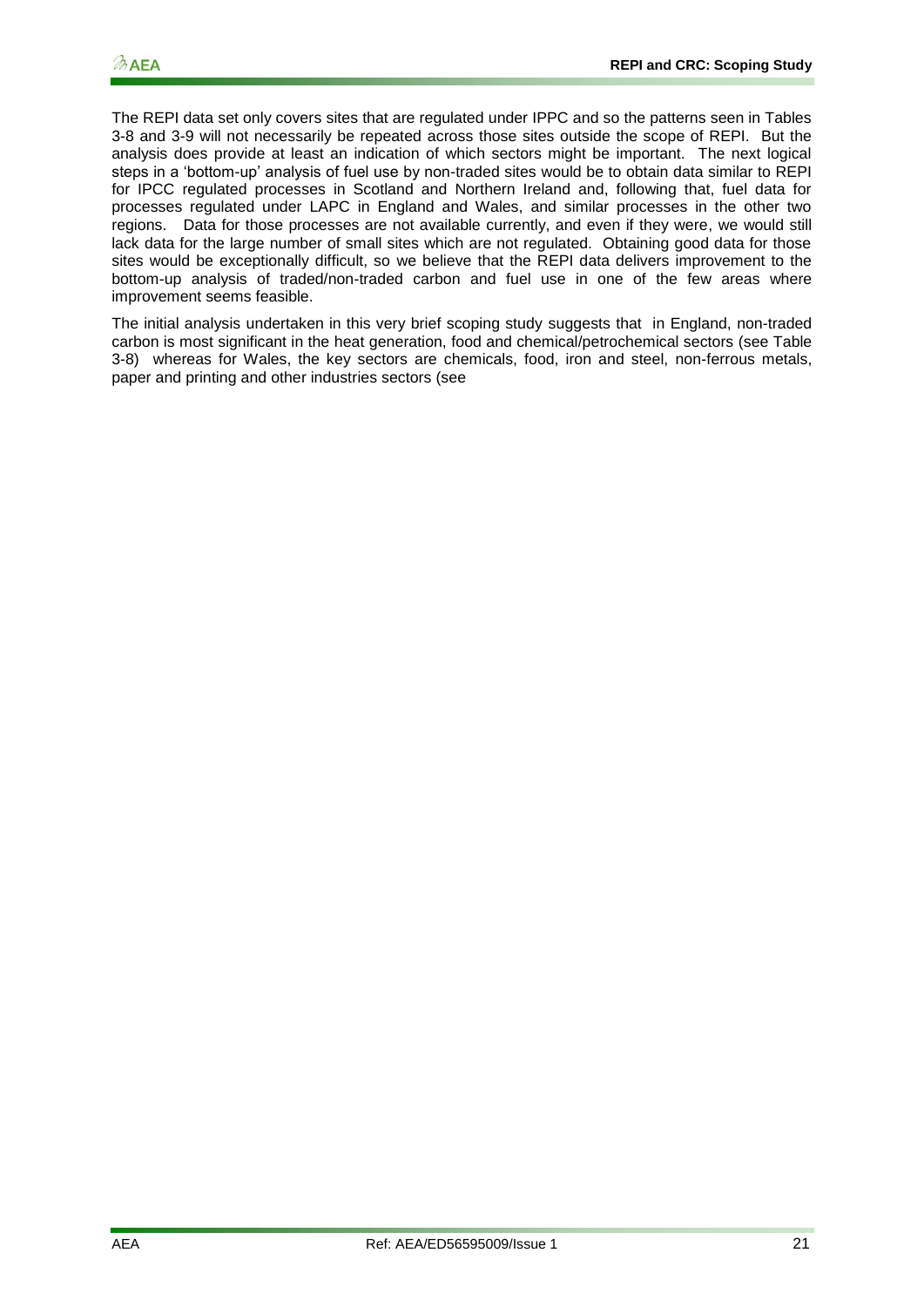The REPI data set only covers sites that are regulated under IPPC and so the patterns seen in Tables 3-8 and 3-9 will not necessarily be repeated across those sites outside the scope of REPI. But the analysis does provide at least an indication of which sectors might be important. The next logical steps in a 'bottom-up' analysis of fuel use by non-traded sites would be to obtain data similar to REPI for IPCC regulated processes in Scotland and Northern Ireland and, following that, fuel data for processes regulated under LAPC in England and Wales, and similar processes in the other two regions. Data for those processes are not available currently, and even if they were, we would still lack data for the large number of small sites which are not regulated. Obtaining good data for those sites would be exceptionally difficult, so we believe that the REPI data delivers improvement to the bottom-up analysis of traded/non-traded carbon and fuel use in one of the few areas where improvement seems feasible.

The initial analysis undertaken in this very brief scoping study suggests that in England, non-traded carbon is most significant in the heat generation, food and chemical/petrochemical sectors (see Table 3-8) whereas for Wales, the key sectors are chemicals, food, iron and steel, non-ferrous metals, paper and printing and other industries sectors (see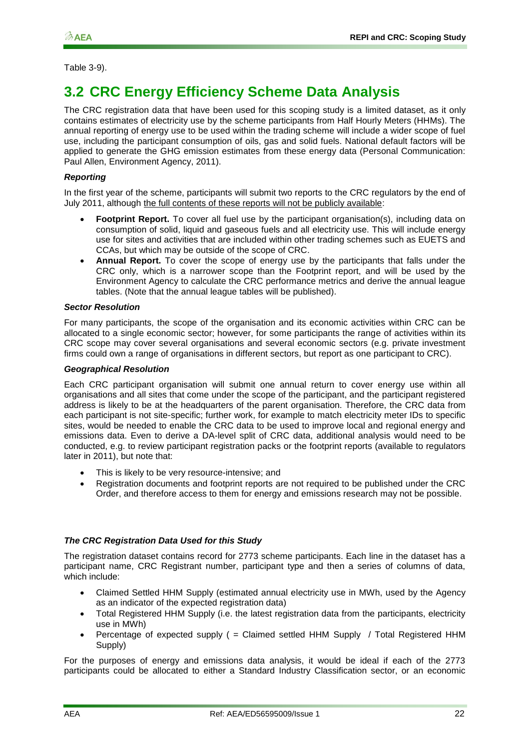Table 3-9).

## 3.2 CRC Energy Efficiency Scheme Data Analysis

The CRC registration data that have been used for this scoping study is a limited dataset, as it only contains estimates of electricity use by the scheme participants from Half Hourly Meters (HHMs). The annual reporting of energy use to be used within the trading scheme will include a wider scope of fuel use, including the participant consumption of oils, gas and solid fuels. National default factors will be applied to generate the GHG emission estimates from these energy data (Personal Communication: Paul Allen, Environment Agency, 2011).

***Reporting***

In the first year of the scheme, participants will submit two reports to the CRC regulators by the end of July 2011, although the full contents of these reports will not be publicly available:

- **Footprint Report.** To cover all fuel use by the participant organisation(s), including data on consumption of solid, liquid and gaseous fuels and all electricity use. This will include energy use for sites and activities that are included within other trading schemes such as EUETS and CCAs, but which may be outside of the scope of CRC.
- **Annual Report.** To cover the scope of energy use by the participants that falls under the CRC only, which is a narrower scope than the Footprint report, and will be used by the Environment Agency to calculate the CRC performance metrics and derive the annual league tables. (Note that the annual league tables will be published).

***Sector Resolution***

For many participants, the scope of the organisation and its economic activities within CRC can be allocated to a single economic sector; however, for some participants the range of activities within its CRC scope may cover several organisations and several economic sectors (e.g. private investment firms could own a range of organisations in different sectors, but report as one participant to CRC).

***Geographical Resolution***

Each CRC participant organisation will submit one annual return to cover energy use within all organisations and all sites that come under the scope of the participant, and the participant registered address is likely to be at the headquarters of the parent organisation. Therefore, the CRC data from each participant is not site-specific; further work, for example to match electricity meter IDs to specific sites, would be needed to enable the CRC data to be used to improve local and regional energy and emissions data. Even to derive a DA-level split of CRC data, additional analysis would need to be conducted, e.g. to review participant registration packs or the footprint reports (available to regulators later in 2011), but note that:

- This is likely to be very resource-intensive; and
- Registration documents and footprint reports are not required to be published under the CRC Order, and therefore access to them for energy and emissions research may not be possible.

***The CRC Registration Data Used for this Study***

The registration dataset contains record for 2773 scheme participants. Each line in the dataset has a participant name, CRC Registrant number, participant type and then a series of columns of data, which include:

- Claimed Settled HHM Supply (estimated annual electricity use in MWh, used by the Agency as an indicator of the expected registration data)
- Total Registered HHM Supply (i.e. the latest registration data from the participants, electricity use in MWh)
- Percentage of expected supply ( = Claimed settled HHM Supply / Total Registered HHM Supply)

For the purposes of energy and emissions data analysis, it would be ideal if each of the 2773 participants could be allocated to either a Standard Industry Classification sector, or an economic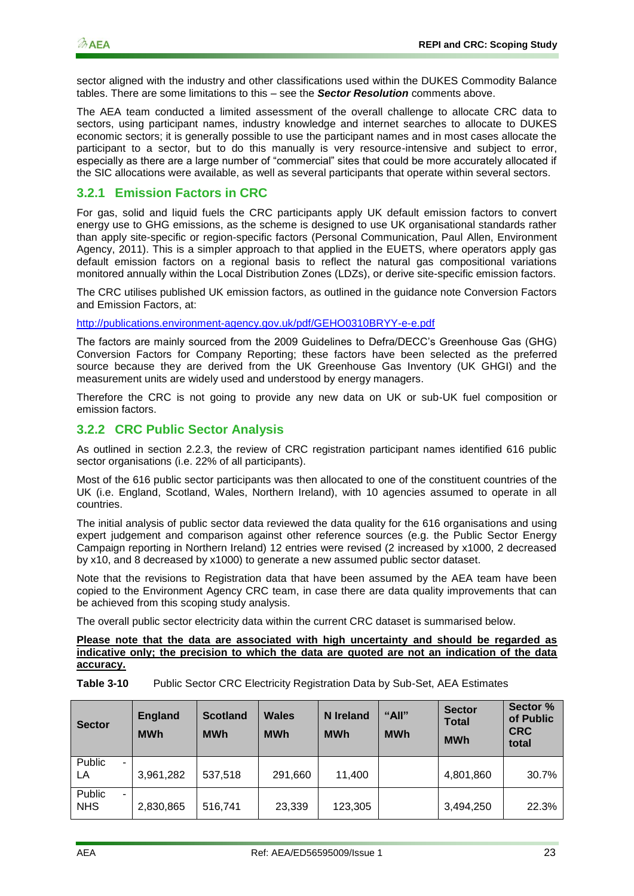sector aligned with the industry and other classifications used within the DUKES Commodity Balance tables. There are some limitations to this – see the ***Sector Resolution*** comments above.

The AEA team conducted a limited assessment of the overall challenge to allocate CRC data to sectors, using participant names, industry knowledge and internet searches to allocate to DUKES economic sectors; it is generally possible to use the participant names and in most cases allocate the participant to a sector, but to do this manually is very resource-intensive and subject to error, especially as there are a large number of "commercial" sites that could be more accurately allocated if the SIC allocations were available, as well as several participants that operate within several sectors.

### 3.2.1 Emission Factors in CRC

For gas, solid and liquid fuels the CRC participants apply UK default emission factors to convert energy use to GHG emissions, as the scheme is designed to use UK organisational standards rather than apply site-specific or region-specific factors (Personal Communication, Paul Allen, Environment Agency, 2011). This is a simpler approach to that applied in the EUETS, where operators apply gas default emission factors on a regional basis to reflect the natural gas compositional variations monitored annually within the Local Distribution Zones (LDZs), or derive site-specific emission factors.

The CRC utilises published UK emission factors, as outlined in the guidance note Conversion Factors and Emission Factors, at:

http://publications.environment-agency.gov.uk/pdf/GEHO0310BRYY-e-e.pdf

The factors are mainly sourced from the 2009 Guidelines to Defra/DECC's Greenhouse Gas (GHG) Conversion Factors for Company Reporting; these factors have been selected as the preferred source because they are derived from the UK Greenhouse Gas Inventory (UK GHGI) and the measurement units are widely used and understood by energy managers.

Therefore the CRC is not going to provide any new data on UK or sub-UK fuel composition or emission factors.

### 3.2.2 CRC Public Sector Analysis

As outlined in section 2.2.3, the review of CRC registration participant names identified 616 public sector organisations (i.e. 22% of all participants).

Most of the 616 public sector participants was then allocated to one of the constituent countries of the UK (i.e. England, Scotland, Wales, Northern Ireland), with 10 agencies assumed to operate in all countries.

The initial analysis of public sector data reviewed the data quality for the 616 organisations and using expert judgement and comparison against other reference sources (e.g. the Public Sector Energy Campaign reporting in Northern Ireland) 12 entries were revised (2 increased by x1000, 2 decreased by x10, and 8 decreased by x1000) to generate a new assumed public sector dataset.

Note that the revisions to Registration data that have been assumed by the AEA team have been copied to the Environment Agency CRC team, in case there are data quality improvements that can be achieved from this scoping study analysis.

The overall public sector electricity data within the current CRC dataset is summarised below.

<u>**Please note that the data are associated with high uncertainty and should be regarded as indicative only; the precision to which the data are quoted are not an indication of the data accuracy.**</u>

**Table 3-10** Public Sector CRC Electricity Registration Data by Sub-Set, AEA Estimates

| Sector | England MWh | Scotland MWh | Wales MWh | N Ireland MWh | "All" MWh | Sector Total MWh | Sector % of Public CRC total |
|---|---|---|---|---|---|---|---|
| Public - LA | 3,961,282 | 537,518 | 291,660 | 11,400 | | 4,801,860 | 30.7% |
| Public - NHS | 2,830,865 | 516,741 | 23,339 | 123,305 | | 3,494,250 | 22.3% |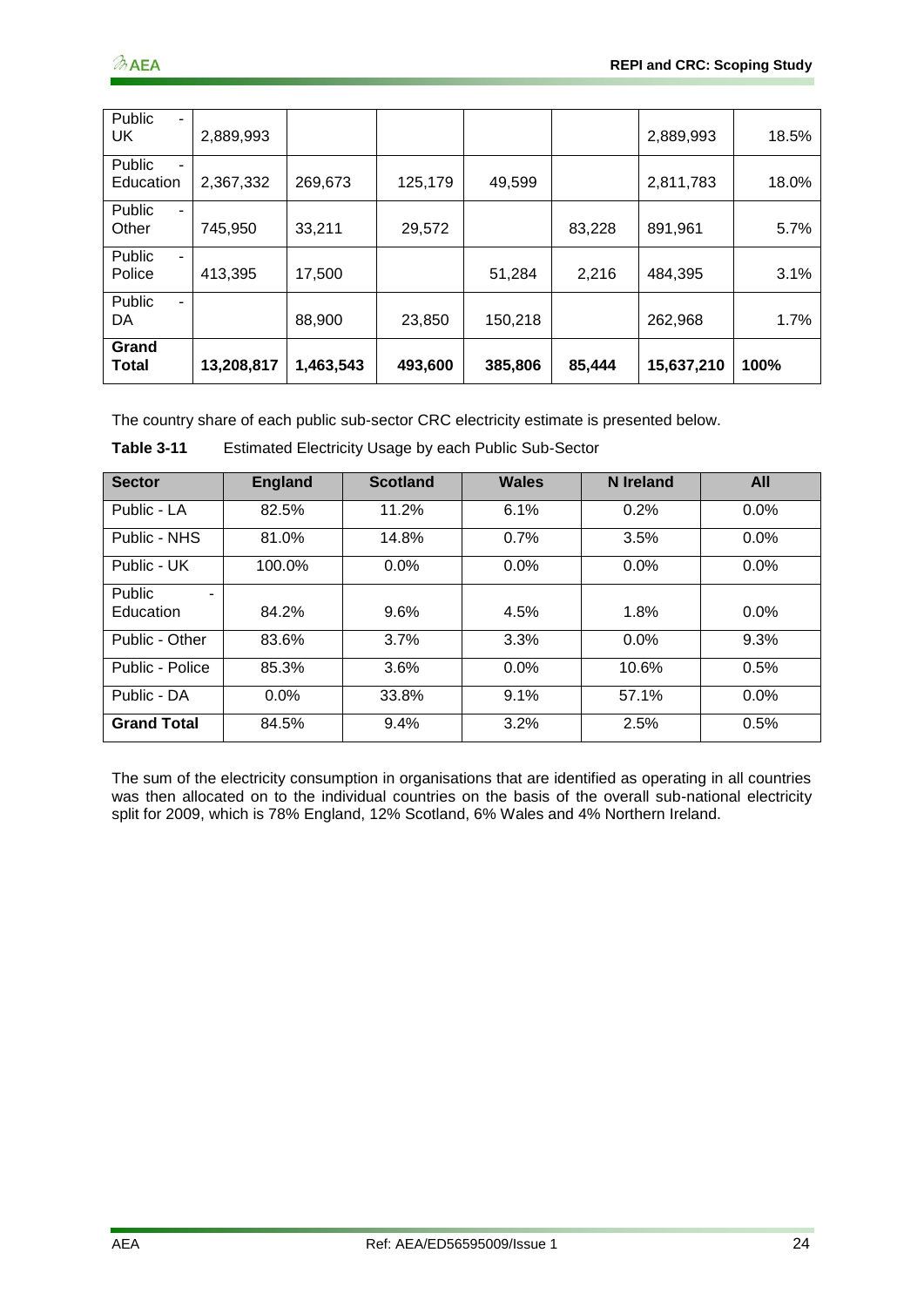| Public - UK | 2,889,993 | | | | | 2,889,993 | 18.5% |
|---|---|---|---|---|---|---|---|
| Public - Education | 2,367,332 | 269,673 | 125,179 | 49,599 | | 2,811,783 | 18.0% |
| Public - Other | 745,950 | 33,211 | 29,572 | | 83,228 | 891,961 | 5.7% |
| Public - Police | 413,395 | 17,500 | | 51,284 | 2,216 | 484,395 | 3.1% |
| Public - DA | | 88,900 | 23,850 | 150,218 | | 262,968 | 1.7% |
| **Grand Total** | **13,208,817** | **1,463,543** | **493,600** | **385,806** | **85,444** | **15,637,210** | **100%** |

The country share of each public sub-sector CRC electricity estimate is presented below.

**Table 3-11** Estimated Electricity Usage by each Public Sub-Sector

| Sector | England | Scotland | Wales | N Ireland | All |
|---|---|---|---|---|---|
| Public - LA | 82.5% | 11.2% | 6.1% | 0.2% | 0.0% |
| Public - NHS | 81.0% | 14.8% | 0.7% | 3.5% | 0.0% |
| Public - UK | 100.0% | 0.0% | 0.0% | 0.0% | 0.0% |
| Public - Education | 84.2% | 9.6% | 4.5% | 1.8% | 0.0% |
| Public - Other | 83.6% | 3.7% | 3.3% | 0.0% | 9.3% |
| Public - Police | 85.3% | 3.6% | 0.0% | 10.6% | 0.5% |
| Public - DA | 0.0% | 33.8% | 9.1% | 57.1% | 0.0% |
| **Grand Total** | 84.5% | 9.4% | 3.2% | 2.5% | 0.5% |

The sum of the electricity consumption in organisations that are identified as operating in all countries was then allocated on to the individual countries on the basis of the overall sub-national electricity split for 2009, which is 78% England, 12% Scotland, 6% Wales and 4% Northern Ireland.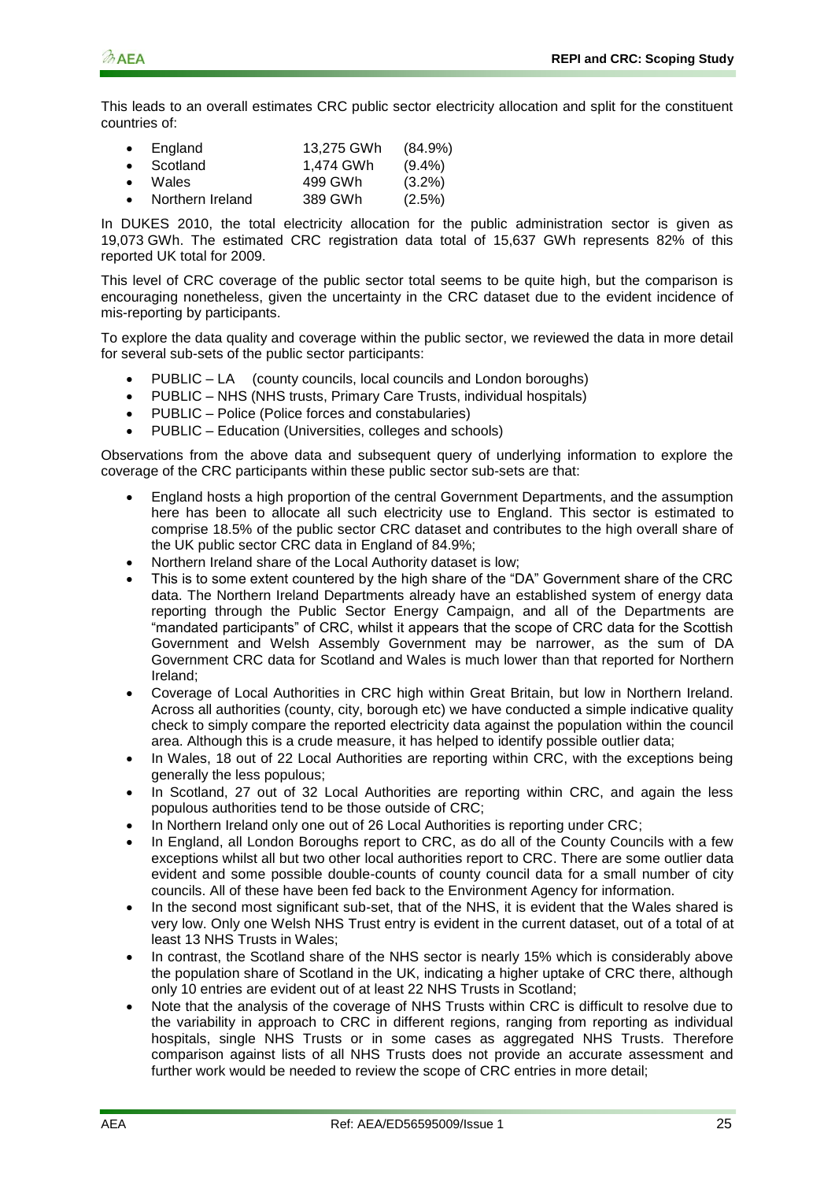This leads to an overall estimates CRC public sector electricity allocation and split for the constituent countries of:

- England 13,275 GWh (84.9%)
- Scotland 1,474 GWh (9.4%)
- Wales 499 GWh (3.2%)
- Northern Ireland 389 GWh (2.5%)

In DUKES 2010, the total electricity allocation for the public administration sector is given as 19,073 GWh. The estimated CRC registration data total of 15,637 GWh represents 82% of this reported UK total for 2009.

This level of CRC coverage of the public sector total seems to be quite high, but the comparison is encouraging nonetheless, given the uncertainty in the CRC dataset due to the evident incidence of mis-reporting by participants.

To explore the data quality and coverage within the public sector, we reviewed the data in more detail for several sub-sets of the public sector participants:

- PUBLIC – LA (county councils, local councils and London boroughs)
- PUBLIC – NHS (NHS trusts, Primary Care Trusts, individual hospitals)
- PUBLIC – Police (Police forces and constabularies)
- PUBLIC – Education (Universities, colleges and schools)

Observations from the above data and subsequent query of underlying information to explore the coverage of the CRC participants within these public sector sub-sets are that:

- England hosts a high proportion of the central Government Departments, and the assumption here has been to allocate all such electricity use to England. This sector is estimated to comprise 18.5% of the public sector CRC dataset and contributes to the high overall share of the UK public sector CRC data in England of 84.9%;
- Northern Ireland share of the Local Authority dataset is low;
- This is to some extent countered by the high share of the "DA" Government share of the CRC data. The Northern Ireland Departments already have an established system of energy data reporting through the Public Sector Energy Campaign, and all of the Departments are "mandated participants" of CRC, whilst it appears that the scope of CRC data for the Scottish Government and Welsh Assembly Government may be narrower, as the sum of DA Government CRC data for Scotland and Wales is much lower than that reported for Northern Ireland;
- Coverage of Local Authorities in CRC high within Great Britain, but low in Northern Ireland. Across all authorities (county, city, borough etc) we have conducted a simple indicative quality check to simply compare the reported electricity data against the population within the council area. Although this is a crude measure, it has helped to identify possible outlier data;
- In Wales, 18 out of 22 Local Authorities are reporting within CRC, with the exceptions being generally the less populous;
- In Scotland, 27 out of 32 Local Authorities are reporting within CRC, and again the less populous authorities tend to be those outside of CRC;
- In Northern Ireland only one out of 26 Local Authorities is reporting under CRC;
- In England, all London Boroughs report to CRC, as do all of the County Councils with a few exceptions whilst all but two other local authorities report to CRC. There are some outlier data evident and some possible double-counts of county council data for a small number of city councils. All of these have been fed back to the Environment Agency for information.
- In the second most significant sub-set, that of the NHS, it is evident that the Wales shared is very low. Only one Welsh NHS Trust entry is evident in the current dataset, out of a total of at least 13 NHS Trusts in Wales;
- In contrast, the Scotland share of the NHS sector is nearly 15% which is considerably above the population share of Scotland in the UK, indicating a higher uptake of CRC there, although only 10 entries are evident out of at least 22 NHS Trusts in Scotland;
- Note that the analysis of the coverage of NHS Trusts within CRC is difficult to resolve due to the variability in approach to CRC in different regions, ranging from reporting as individual hospitals, single NHS Trusts or in some cases as aggregated NHS Trusts. Therefore comparison against lists of all NHS Trusts does not provide an accurate assessment and further work would be needed to review the scope of CRC entries in more detail;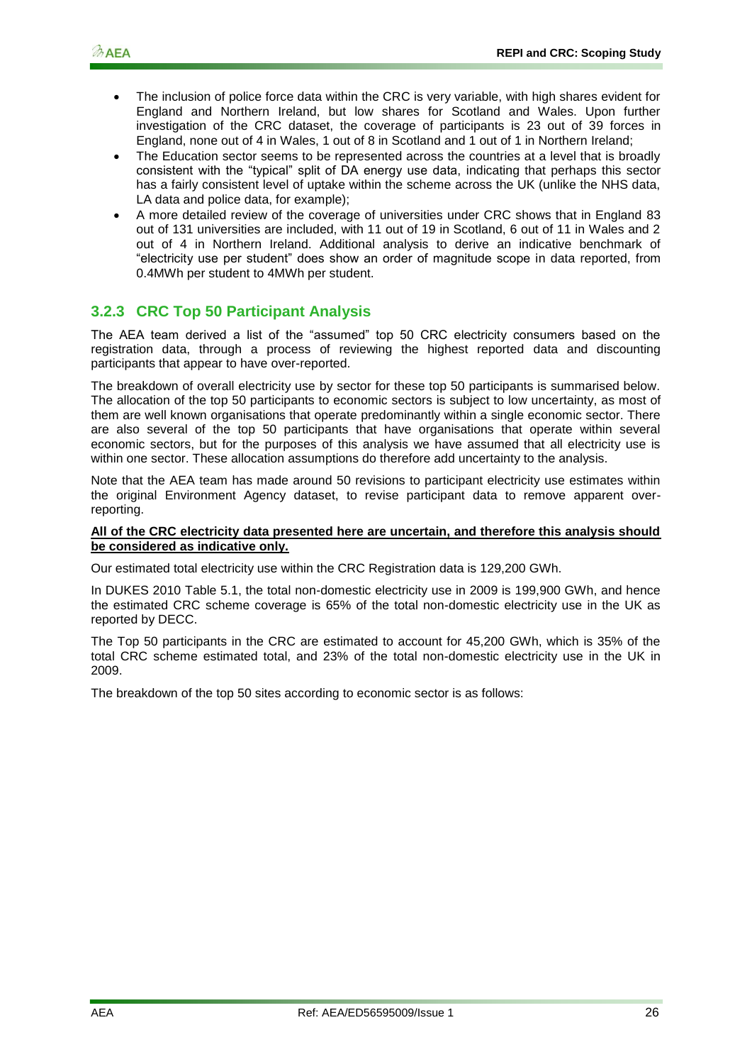- The inclusion of police force data within the CRC is very variable, with high shares evident for England and Northern Ireland, but low shares for Scotland and Wales. Upon further investigation of the CRC dataset, the coverage of participants is 23 out of 39 forces in England, none out of 4 in Wales, 1 out of 8 in Scotland and 1 out of 1 in Northern Ireland;
- The Education sector seems to be represented across the countries at a level that is broadly consistent with the "typical" split of DA energy use data, indicating that perhaps this sector has a fairly consistent level of uptake within the scheme across the UK (unlike the NHS data, LA data and police data, for example);
- A more detailed review of the coverage of universities under CRC shows that in England 83 out of 131 universities are included, with 11 out of 19 in Scotland, 6 out of 11 in Wales and 2 out of 4 in Northern Ireland. Additional analysis to derive an indicative benchmark of "electricity use per student" does show an order of magnitude scope in data reported, from 0.4MWh per student to 4MWh per student.

### 3.2.3 CRC Top 50 Participant Analysis

The AEA team derived a list of the "assumed" top 50 CRC electricity consumers based on the registration data, through a process of reviewing the highest reported data and discounting participants that appear to have over-reported.

The breakdown of overall electricity use by sector for these top 50 participants is summarised below. The allocation of the top 50 participants to economic sectors is subject to low uncertainty, as most of them are well known organisations that operate predominantly within a single economic sector. There are also several of the top 50 participants that have organisations that operate within several economic sectors, but for the purposes of this analysis we have assumed that all electricity use is within one sector. These allocation assumptions do therefore add uncertainty to the analysis.

Note that the AEA team has made around 50 revisions to participant electricity use estimates within the original Environment Agency dataset, to revise participant data to remove apparent over-reporting.

**All of the CRC electricity data presented here are uncertain, and therefore this analysis should be considered as indicative only.**

Our estimated total electricity use within the CRC Registration data is 129,200 GWh.

In DUKES 2010 Table 5.1, the total non-domestic electricity use in 2009 is 199,900 GWh, and hence the estimated CRC scheme coverage is 65% of the total non-domestic electricity use in the UK as reported by DECC.

The Top 50 participants in the CRC are estimated to account for 45,200 GWh, which is 35% of the total CRC scheme estimated total, and 23% of the total non-domestic electricity use in the UK in 2009.

The breakdown of the top 50 sites according to economic sector is as follows: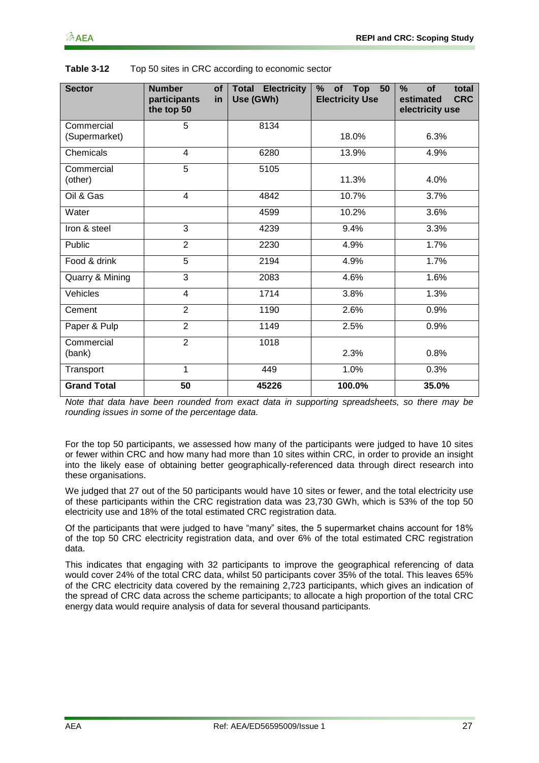**Table 3-12** Top 50 sites in CRC according to economic sector

| Sector | Number of participants in the top 50 | Total Electricity Use (GWh) | % of Top 50 Electricity Use | % of total estimated CRC electricity use |
|---|---|---|---|---|
| Commercial (Supermarket) | 5 | 8134 | 18.0% | 6.3% |
| Chemicals | 4 | 6280 | 13.9% | 4.9% |
| Commercial (other) | 5 | 5105 | 11.3% | 4.0% |
| Oil & Gas | 4 | 4842 | 10.7% | 3.7% |
| Water | | 4599 | 10.2% | 3.6% |
| Iron & steel | 3 | 4239 | 9.4% | 3.3% |
| Public | 2 | 2230 | 4.9% | 1.7% |
| Food & drink | 5 | 2194 | 4.9% | 1.7% |
| Quarry & Mining | 3 | 2083 | 4.6% | 1.6% |
| Vehicles | 4 | 1714 | 3.8% | 1.3% |
| Cement | 2 | 1190 | 2.6% | 0.9% |
| Paper & Pulp | 2 | 1149 | 2.5% | 0.9% |
| Commercial (bank) | 2 | 1018 | 2.3% | 0.8% |
| Transport | 1 | 449 | 1.0% | 0.3% |
| **Grand Total** | **50** | **45226** | **100.0%** | **35.0%** |

*Note that data have been rounded from exact data in supporting spreadsheets, so there may be rounding issues in some of the percentage data.*

For the top 50 participants, we assessed how many of the participants were judged to have 10 sites or fewer within CRC and how many had more than 10 sites within CRC, in order to provide an insight into the likely ease of obtaining better geographically-referenced data through direct research into these organisations.

We judged that 27 out of the 50 participants would have 10 sites or fewer, and the total electricity use of these participants within the CRC registration data was 23,730 GWh, which is 53% of the top 50 electricity use and 18% of the total estimated CRC registration data.

Of the participants that were judged to have "many" sites, the 5 supermarket chains account for 18% of the top 50 CRC electricity registration data, and over 6% of the total estimated CRC registration data.

This indicates that engaging with 32 participants to improve the geographical referencing of data would cover 24% of the total CRC data, whilst 50 participants cover 35% of the total. This leaves 65% of the CRC electricity data covered by the remaining 2,723 participants, which gives an indication of the spread of CRC data across the scheme participants; to allocate a high proportion of the total CRC energy data would require analysis of data for several thousand participants.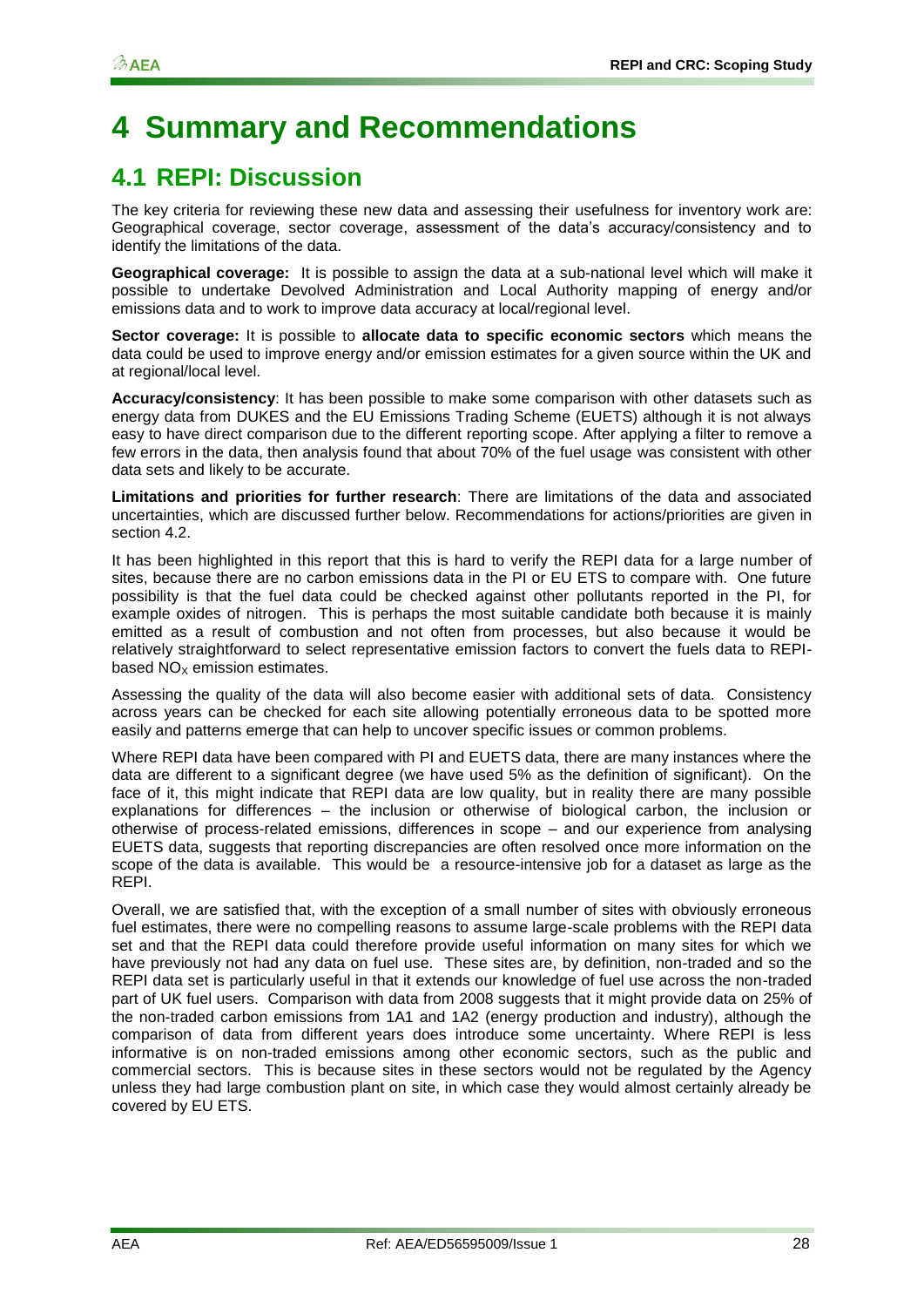# 4 Summary and Recommendations

## 4.1 REPI: Discussion

The key criteria for reviewing these new data and assessing their usefulness for inventory work are: Geographical coverage, sector coverage, assessment of the data's accuracy/consistency and to identify the limitations of the data.

**Geographical coverage:** It is possible to assign the data at a sub-national level which will make it possible to undertake Devolved Administration and Local Authority mapping of energy and/or emissions data and to work to improve data accuracy at local/regional level.

**Sector coverage:** It is possible to **allocate data to specific economic sectors** which means the data could be used to improve energy and/or emission estimates for a given source within the UK and at regional/local level.

**Accuracy/consistency**: It has been possible to make some comparison with other datasets such as energy data from DUKES and the EU Emissions Trading Scheme (EUETS) although it is not always easy to have direct comparison due to the different reporting scope. After applying a filter to remove a few errors in the data, then analysis found that about 70% of the fuel usage was consistent with other data sets and likely to be accurate.

**Limitations and priorities for further research**: There are limitations of the data and associated uncertainties, which are discussed further below. Recommendations for actions/priorities are given in section 4.2.

It has been highlighted in this report that this is hard to verify the REPI data for a large number of sites, because there are no carbon emissions data in the PI or EU ETS to compare with. One future possibility is that the fuel data could be checked against other pollutants reported in the PI, for example oxides of nitrogen. This is perhaps the most suitable candidate both because it is mainly emitted as a result of combustion and not often from processes, but also because it would be relatively straightforward to select representative emission factors to convert the fuels data to REPI-based $NO_X$ emission estimates.

Assessing the quality of the data will also become easier with additional sets of data. Consistency across years can be checked for each site allowing potentially erroneous data to be spotted more easily and patterns emerge that can help to uncover specific issues or common problems.

Where REPI data have been compared with PI and EUETS data, there are many instances where the data are different to a significant degree (we have used 5% as the definition of significant). On the face of it, this might indicate that REPI data are low quality, but in reality there are many possible explanations for differences – the inclusion or otherwise of biological carbon, the inclusion or otherwise of process-related emissions, differences in scope – and our experience from analysing EUETS data, suggests that reporting discrepancies are often resolved once more information on the scope of the data is available. This would be a resource-intensive job for a dataset as large as the REPI.

Overall, we are satisfied that, with the exception of a small number of sites with obviously erroneous fuel estimates, there were no compelling reasons to assume large-scale problems with the REPI data set and that the REPI data could therefore provide useful information on many sites for which we have previously not had any data on fuel use. These sites are, by definition, non-traded and so the REPI data set is particularly useful in that it extends our knowledge of fuel use across the non-traded part of UK fuel users. Comparison with data from 2008 suggests that it might provide data on 25% of the non-traded carbon emissions from 1A1 and 1A2 (energy production and industry), although the comparison of data from different years does introduce some uncertainty. Where REPI is less informative is on non-traded emissions among other economic sectors, such as the public and commercial sectors. This is because sites in these sectors would not be regulated by the Agency unless they had large combustion plant on site, in which case they would almost certainly already be covered by EU ETS.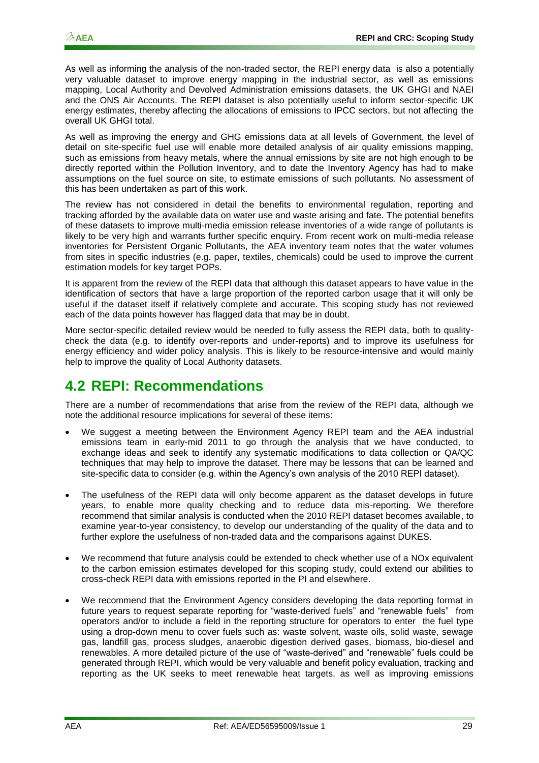As well as informing the analysis of the non-traded sector, the REPI energy data is also a potentially very valuable dataset to improve energy mapping in the industrial sector, as well as emissions mapping, Local Authority and Devolved Administration emissions datasets, the UK GHGI and NAEI and the ONS Air Accounts. The REPI dataset is also potentially useful to inform sector-specific UK energy estimates, thereby affecting the allocations of emissions to IPCC sectors, but not affecting the overall UK GHGI total.

As well as improving the energy and GHG emissions data at all levels of Government, the level of detail on site-specific fuel use will enable more detailed analysis of air quality emissions mapping, such as emissions from heavy metals, where the annual emissions by site are not high enough to be directly reported within the Pollution Inventory, and to date the Inventory Agency has had to make assumptions on the fuel source on site, to estimate emissions of such pollutants. No assessment of this has been undertaken as part of this work.

The review has not considered in detail the benefits to environmental regulation, reporting and tracking afforded by the available data on water use and waste arising and fate. The potential benefits of these datasets to improve multi-media emission release inventories of a wide range of pollutants is likely to be very high and warrants further specific enquiry. From recent work on multi-media release inventories for Persistent Organic Pollutants, the AEA inventory team notes that the water volumes from sites in specific industries (e.g. paper, textiles, chemicals) could be used to improve the current estimation models for key target POPs.

It is apparent from the review of the REPI data that although this dataset appears to have value in the identification of sectors that have a large proportion of the reported carbon usage that it will only be useful if the dataset itself if relatively complete and accurate. This scoping study has not reviewed each of the data points however has flagged data that may be in doubt.

More sector-specific detailed review would be needed to fully assess the REPI data, both to quality-check the data (e.g. to identify over-reports and under-reports) and to improve its usefulness for energy efficiency and wider policy analysis. This is likely to be resource-intensive and would mainly help to improve the quality of Local Authority datasets.

## 4.2 REPI: Recommendations

There are a number of recommendations that arise from the review of the REPI data, although we note the additional resource implications for several of these items:

- We suggest a meeting between the Environment Agency REPI team and the AEA industrial emissions team in early-mid 2011 to go through the analysis that we have conducted, to exchange ideas and seek to identify any systematic modifications to data collection or QA/QC techniques that may help to improve the dataset. There may be lessons that can be learned and site-specific data to consider (e.g. within the Agency's own analysis of the 2010 REPI dataset).
- The usefulness of the REPI data will only become apparent as the dataset develops in future years, to enable more quality checking and to reduce data mis-reporting. We therefore recommend that similar analysis is conducted when the 2010 REPI dataset becomes available, to examine year-to-year consistency, to develop our understanding of the quality of the data and to further explore the usefulness of non-traded data and the comparisons against DUKES.
- We recommend that future analysis could be extended to check whether use of a NOx equivalent to the carbon emission estimates developed for this scoping study, could extend our abilities to cross-check REPI data with emissions reported in the PI and elsewhere.
- We recommend that the Environment Agency considers developing the data reporting format in future years to request separate reporting for "waste-derived fuels" and "renewable fuels" from operators and/or to include a field in the reporting structure for operators to enter the fuel type using a drop-down menu to cover fuels such as: waste solvent, waste oils, solid waste, sewage gas, landfill gas, process sludges, anaerobic digestion derived gases, biomass, bio-diesel and renewables. A more detailed picture of the use of "waste-derived" and "renewable" fuels could be generated through REPI, which would be very valuable and benefit policy evaluation, tracking and reporting as the UK seeks to meet renewable heat targets, as well as improving emissions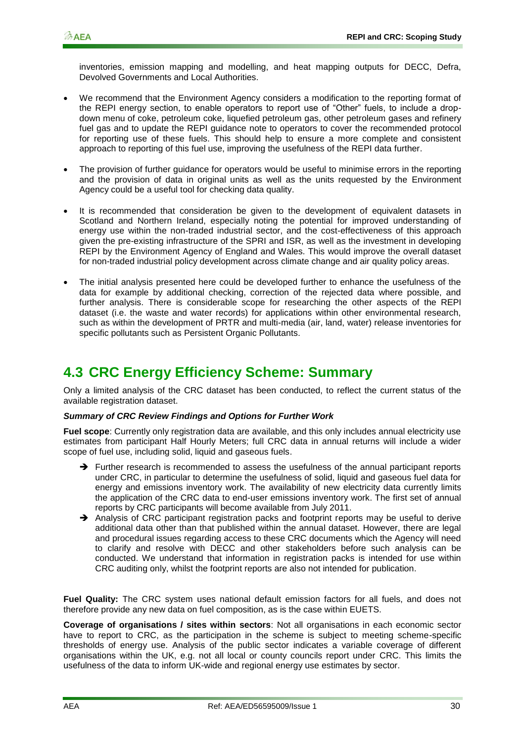inventories, emission mapping and modelling, and heat mapping outputs for DECC, Defra, Devolved Governments and Local Authorities.

- We recommend that the Environment Agency considers a modification to the reporting format of the REPI energy section, to enable operators to report use of "Other" fuels, to include a drop-down menu of coke, petroleum coke, liquefied petroleum gas, other petroleum gases and refinery fuel gas and to update the REPI guidance note to operators to cover the recommended protocol for reporting use of these fuels. This should help to ensure a more complete and consistent approach to reporting of this fuel use, improving the usefulness of the REPI data further.

- The provision of further guidance for operators would be useful to minimise errors in the reporting and the provision of data in original units as well as the units requested by the Environment Agency could be a useful tool for checking data quality.

- It is recommended that consideration be given to the development of equivalent datasets in Scotland and Northern Ireland, especially noting the potential for improved understanding of energy use within the non-traded industrial sector, and the cost-effectiveness of this approach given the pre-existing infrastructure of the SPRI and ISR, as well as the investment in developing REPI by the Environment Agency of England and Wales. This would improve the overall dataset for non-traded industrial policy development across climate change and air quality policy areas.

- The initial analysis presented here could be developed further to enhance the usefulness of the data for example by additional checking, correction of the rejected data where possible, and further analysis. There is considerable scope for researching the other aspects of the REPI dataset (i.e. the waste and water records) for applications within other environmental research, such as within the development of PRTR and multi-media (air, land, water) release inventories for specific pollutants such as Persistent Organic Pollutants.

## 4.3 CRC Energy Efficiency Scheme: Summary

Only a limited analysis of the CRC dataset has been conducted, to reflect the current status of the available registration dataset.

***Summary of CRC Review Findings and Options for Further Work***

**Fuel scope**: Currently only registration data are available, and this only includes annual electricity use estimates from participant Half Hourly Meters; full CRC data in annual returns will include a wider scope of fuel use, including solid, liquid and gaseous fuels.

- ➔ Further research is recommended to assess the usefulness of the annual participant reports under CRC, in particular to determine the usefulness of solid, liquid and gaseous fuel data for energy and emissions inventory work. The availability of new electricity data currently limits the application of the CRC data to end-user emissions inventory work. The first set of annual reports by CRC participants will become available from July 2011.
- ➔ Analysis of CRC participant registration packs and footprint reports may be useful to derive additional data other than that published within the annual dataset. However, there are legal and procedural issues regarding access to these CRC documents which the Agency will need to clarify and resolve with DECC and other stakeholders before such analysis can be conducted. We understand that information in registration packs is intended for use within CRC auditing only, whilst the footprint reports are also not intended for publication.

**Fuel Quality:** The CRC system uses national default emission factors for all fuels, and does not therefore provide any new data on fuel composition, as is the case within EUETS.

**Coverage of organisations / sites within sectors**: Not all organisations in each economic sector have to report to CRC, as the participation in the scheme is subject to meeting scheme-specific thresholds of energy use. Analysis of the public sector indicates a variable coverage of different organisations within the UK, e.g. not all local or county councils report under CRC. This limits the usefulness of the data to inform UK-wide and regional energy use estimates by sector.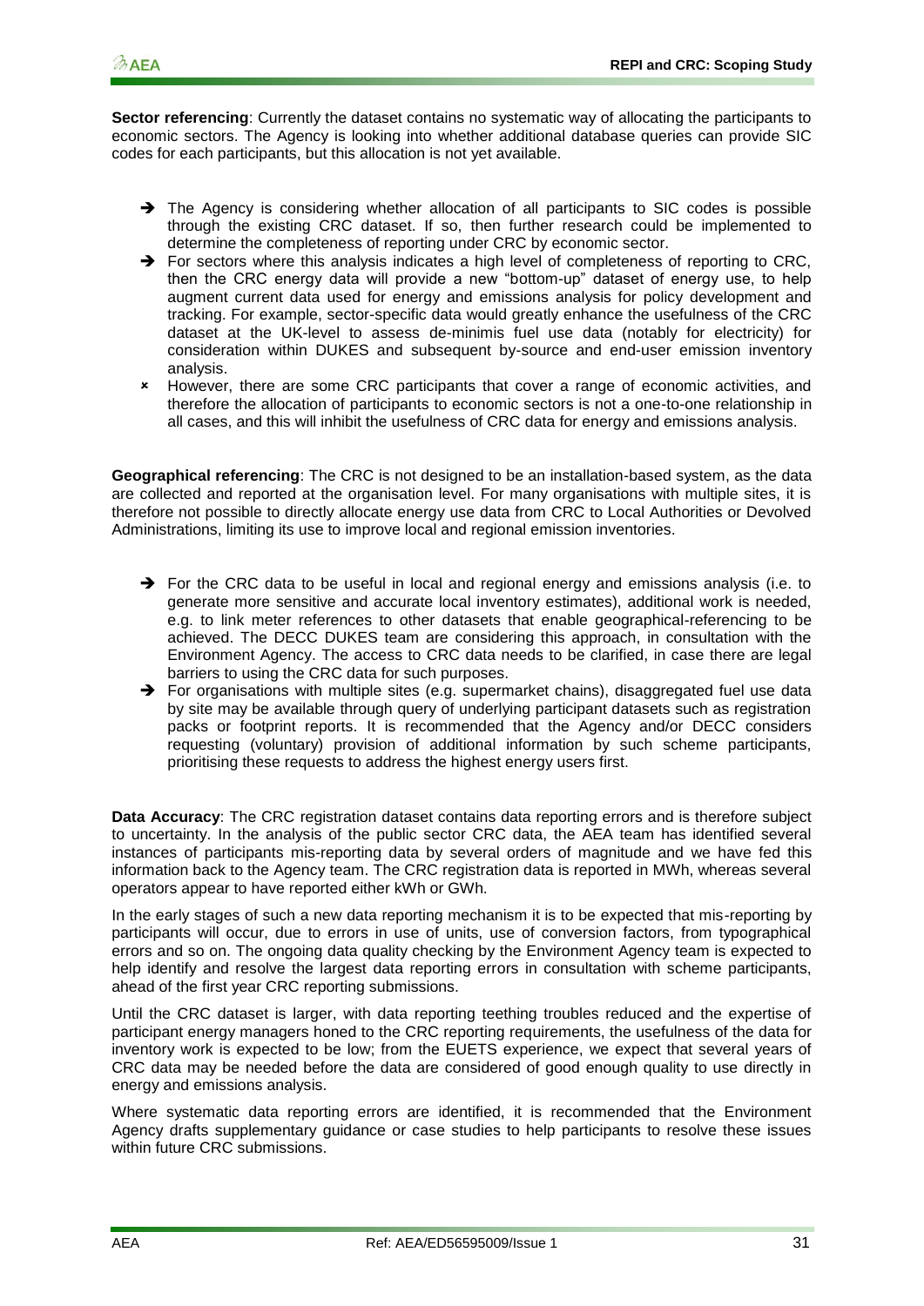**Sector referencing**: Currently the dataset contains no systematic way of allocating the participants to economic sectors. The Agency is looking into whether additional database queries can provide SIC codes for each participants, but this allocation is not yet available.

- ➔ The Agency is considering whether allocation of all participants to SIC codes is possible through the existing CRC dataset. If so, then further research could be implemented to determine the completeness of reporting under CRC by economic sector.
- ➔ For sectors where this analysis indicates a high level of completeness of reporting to CRC, then the CRC energy data will provide a new "bottom-up" dataset of energy use, to help augment current data used for energy and emissions analysis for policy development and tracking. For example, sector-specific data would greatly enhance the usefulness of the CRC dataset at the UK-level to assess de-minimis fuel use data (notably for electricity) for consideration within DUKES and subsequent by-source and end-user emission inventory analysis.
- ✖ However, there are some CRC participants that cover a range of economic activities, and therefore the allocation of participants to economic sectors is not a one-to-one relationship in all cases, and this will inhibit the usefulness of CRC data for energy and emissions analysis.

**Geographical referencing**: The CRC is not designed to be an installation-based system, as the data are collected and reported at the organisation level. For many organisations with multiple sites, it is therefore not possible to directly allocate energy use data from CRC to Local Authorities or Devolved Administrations, limiting its use to improve local and regional emission inventories.

- ➔ For the CRC data to be useful in local and regional energy and emissions analysis (i.e. to generate more sensitive and accurate local inventory estimates), additional work is needed, e.g. to link meter references to other datasets that enable geographical-referencing to be achieved. The DECC DUKES team are considering this approach, in consultation with the Environment Agency. The access to CRC data needs to be clarified, in case there are legal barriers to using the CRC data for such purposes.
- ➔ For organisations with multiple sites (e.g. supermarket chains), disaggregated fuel use data by site may be available through query of underlying participant datasets such as registration packs or footprint reports. It is recommended that the Agency and/or DECC considers requesting (voluntary) provision of additional information by such scheme participants, prioritising these requests to address the highest energy users first.

**Data Accuracy**: The CRC registration dataset contains data reporting errors and is therefore subject to uncertainty. In the analysis of the public sector CRC data, the AEA team has identified several instances of participants mis-reporting data by several orders of magnitude and we have fed this information back to the Agency team. The CRC registration data is reported in MWh, whereas several operators appear to have reported either kWh or GWh.

In the early stages of such a new data reporting mechanism it is to be expected that mis-reporting by participants will occur, due to errors in use of units, use of conversion factors, from typographical errors and so on. The ongoing data quality checking by the Environment Agency team is expected to help identify and resolve the largest data reporting errors in consultation with scheme participants, ahead of the first year CRC reporting submissions.

Until the CRC dataset is larger, with data reporting teething troubles reduced and the expertise of participant energy managers honed to the CRC reporting requirements, the usefulness of the data for inventory work is expected to be low; from the EUETS experience, we expect that several years of CRC data may be needed before the data are considered of good enough quality to use directly in energy and emissions analysis.

Where systematic data reporting errors are identified, it is recommended that the Environment Agency drafts supplementary guidance or case studies to help participants to resolve these issues within future CRC submissions.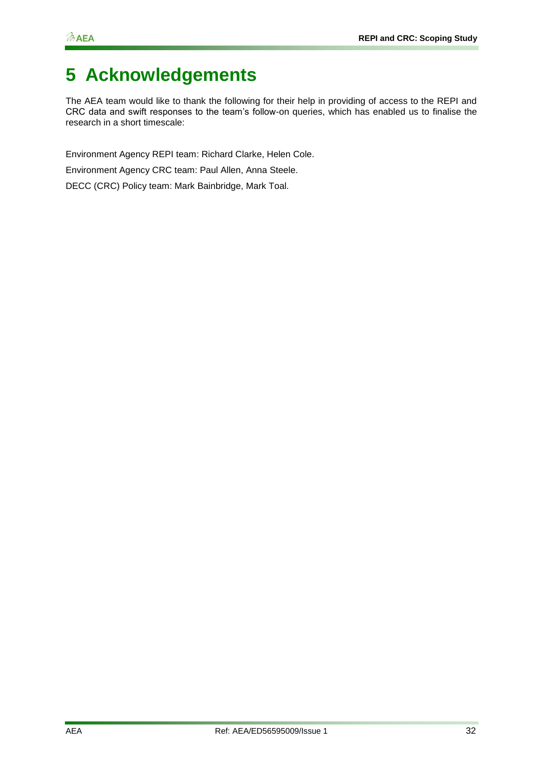# 5 Acknowledgements

The AEA team would like to thank the following for their help in providing of access to the REPI and CRC data and swift responses to the team's follow-on queries, which has enabled us to finalise the research in a short timescale:

Environment Agency REPI team: Richard Clarke, Helen Cole.

Environment Agency CRC team: Paul Allen, Anna Steele.

DECC (CRC) Policy team: Mark Bainbridge, Mark Toal.